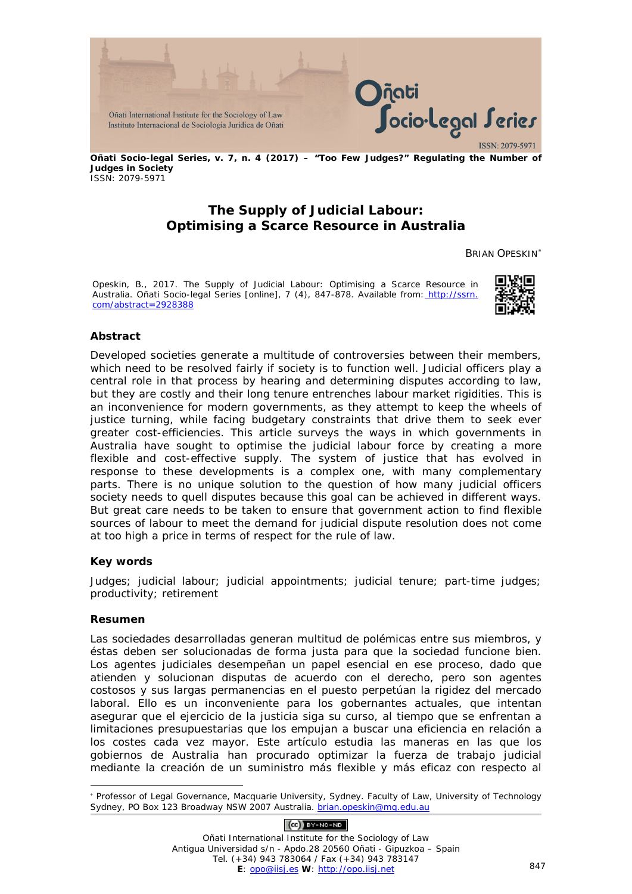Oñati Socio-legal Series, v. 7, n. 4 (2017) – "Too Few Judges?" Regulating the Number of Judges in Society
ISSN: 2079-5971

# The Supply of Judicial Labour: Optimising a Scarce Resource in Australia

BRIAN OPESKIN[*]

Opeskin, B., 2017. The Supply of Judicial Labour: Optimising a Scarce Resource in Australia. Oñati Socio-legal Series [online], 7 (4), 847-878. Available from: http://ssrn.com/abstract=2928388

### Abstract

Developed societies generate a multitude of controversies between their members, which need to be resolved fairly if society is to function well. Judicial officers play a central role in that process by hearing and determining disputes according to law, but they are costly and their long tenure entrenches labour market rigidities. This is an inconvenience for modern governments, as they attempt to keep the wheels of justice turning, while facing budgetary constraints that drive them to seek ever greater cost-efficiencies. This article surveys the ways in which governments in Australia have sought to optimise the judicial labour force by creating a more flexible and cost-effective supply. The system of justice that has evolved in response to these developments is a complex one, with many complementary parts. There is no unique solution to the question of how many judicial officers society needs to quell disputes because this goal can be achieved in different ways. But great care needs to be taken to ensure that government action to find flexible sources of labour to meet the demand for judicial dispute resolution does not come at too high a price in terms of respect for the rule of law.

### Key words

Judges; judicial labour; judicial appointments; judicial tenure; part-time judges; productivity; retirement

### Resumen

Las sociedades desarrolladas generan multitud de polémicas entre sus miembros, y éstas deben ser solucionadas de forma justa para que la sociedad funcione bien. Los agentes judiciales desempeñan un papel esencial en ese proceso, dado que atienden y solucionan disputas de acuerdo con el derecho, pero son agentes costosos y sus largas permanencias en el puesto perpetúan la rigidez del mercado laboral. Ello es un inconveniente para los gobernantes actuales, que intentan asegurar que el ejercicio de la justicia siga su curso, al tiempo que se enfrentan a limitaciones presupuestarias que los empujan a buscar una eficiencia en relación a los costes cada vez mayor. Este artículo estudia las maneras en las que los gobiernos de Australia han procurado optimizar la fuerza de trabajo judicial mediante la creación de un suministro más flexible y más eficaz con respecto al

---

[*] Professor of Legal Governance, Macquarie University, Sydney. Faculty of Law, University of Technology Sydney, PO Box 123 Broadway NSW 2007 Australia. brian.opeskin@mq.edu.au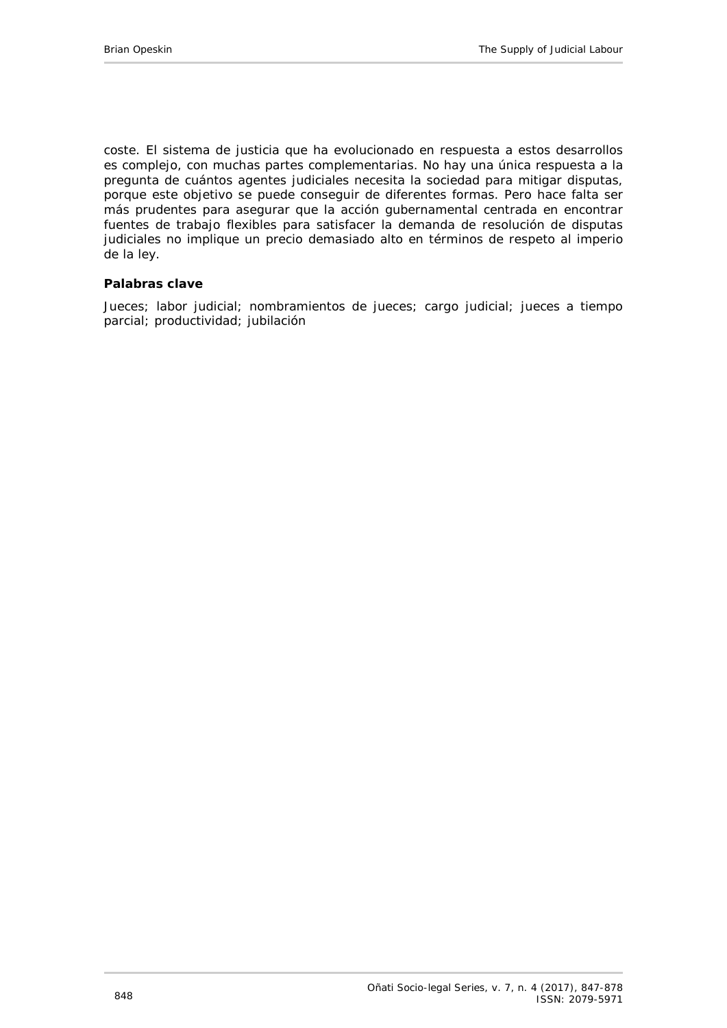coste. El sistema de justicia que ha evolucionado en respuesta a estos desarrollos es complejo, con muchas partes complementarias. No hay una única respuesta a la pregunta de cuántos agentes judiciales necesita la sociedad para mitigar disputas, porque este objetivo se puede conseguir de diferentes formas. Pero hace falta ser más prudentes para asegurar que la acción gubernamental centrada en encontrar fuentes de trabajo flexibles para satisfacer la demanda de resolución de disputas judiciales no implique un precio demasiado alto en términos de respeto al imperio de la ley.

**Palabras clave**

Jueces; labor judicial; nombramientos de jueces; cargo judicial; jueces a tiempo parcial; productividad; jubilación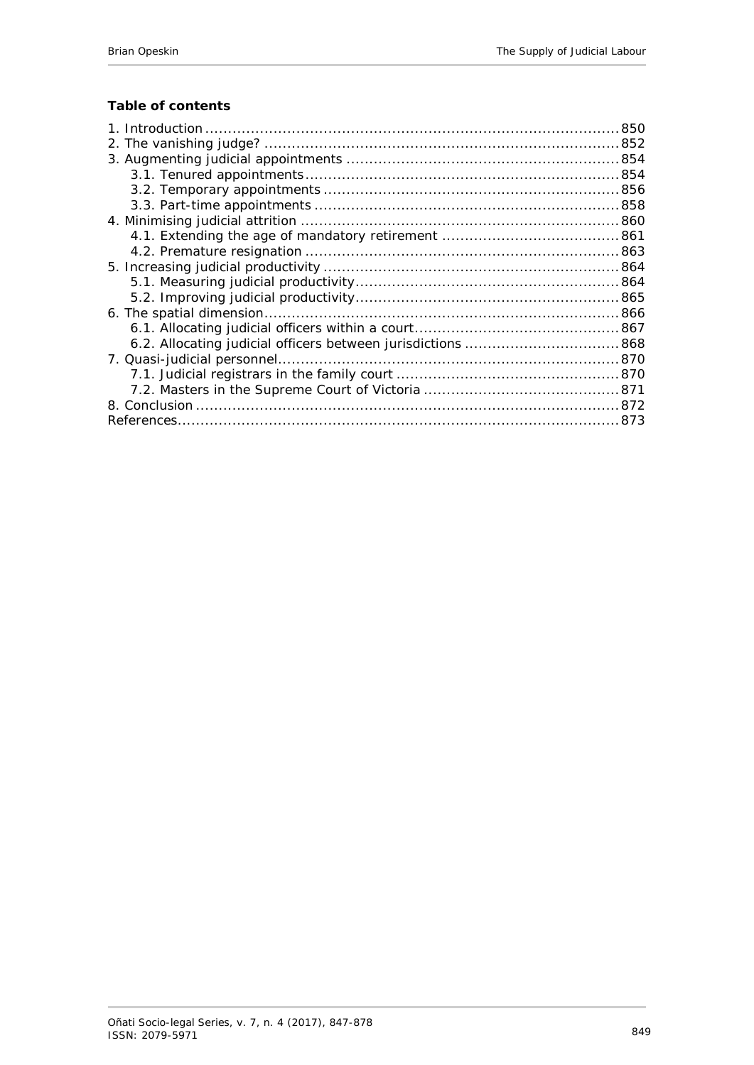**Table of contents**

1. Introduction ... 850
2. The vanishing judge? ... 852
3. Augmenting judicial appointments ... 854
   - 3.1. Tenured appointments ... 854
   - 3.2. Temporary appointments ... 856
   - 3.3. Part-time appointments ... 858
4. Minimising judicial attrition ... 860
   - 4.1. Extending the age of mandatory retirement ... 861
   - 4.2. Premature resignation ... 863
5. Increasing judicial productivity ... 864
   - 5.1. Measuring judicial productivity ... 864
   - 5.2. Improving judicial productivity ... 865
6. The spatial dimension ... 866
   - 6.1. Allocating judicial officers within a court ... 867
   - 6.2. Allocating judicial officers between jurisdictions ... 868
7. Quasi-judicial personnel ... 870
   - 7.1. Judicial registrars in the family court ... 870
   - 7.2. Masters in the Supreme Court of Victoria ... 871
8. Conclusion ... 872

References ... 873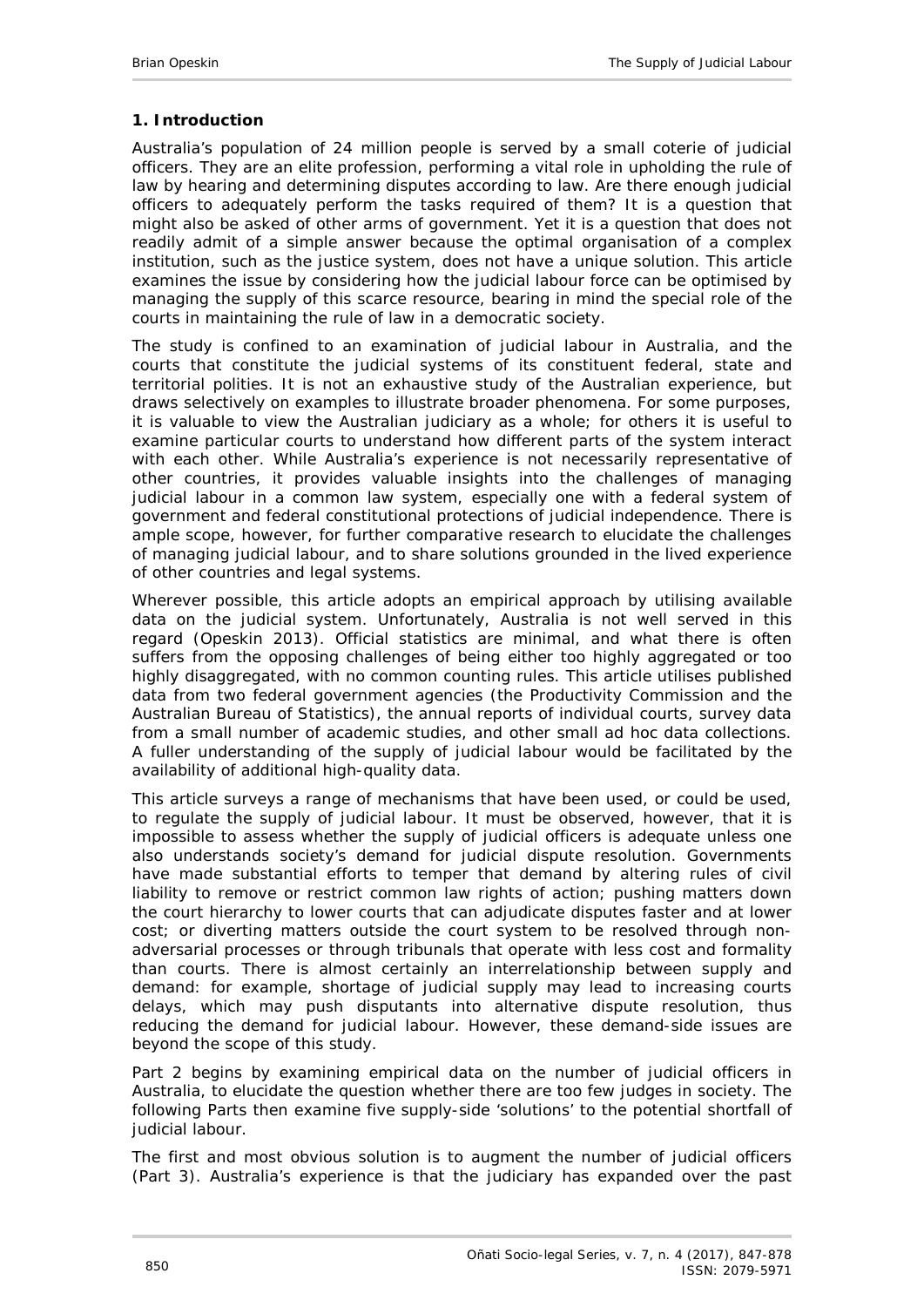## 1. Introduction

Australia's population of 24 million people is served by a small coterie of judicial officers. They are an elite profession, performing a vital role in upholding the rule of law by hearing and determining disputes according to law. Are there enough judicial officers to adequately perform the tasks required of them? It is a question that might also be asked of other arms of government. Yet it is a question that does not readily admit of a simple answer because the optimal organisation of a complex institution, such as the justice system, does not have a unique solution. This article examines the issue by considering how the judicial labour force can be optimised by managing the supply of this scarce resource, bearing in mind the special role of the courts in maintaining the rule of law in a democratic society.

The study is confined to an examination of judicial labour in Australia, and the courts that constitute the judicial systems of its constituent federal, state and territorial polities. It is not an exhaustive study of the Australian experience, but draws selectively on examples to illustrate broader phenomena. For some purposes, it is valuable to view the Australian judiciary as a whole; for others it is useful to examine particular courts to understand how different parts of the system interact with each other. While Australia's experience is not necessarily representative of other countries, it provides valuable insights into the challenges of managing judicial labour in a common law system, especially one with a federal system of government and federal constitutional protections of judicial independence. There is ample scope, however, for further comparative research to elucidate the challenges of managing judicial labour, and to share solutions grounded in the lived experience of other countries and legal systems.

Wherever possible, this article adopts an empirical approach by utilising available data on the judicial system. Unfortunately, Australia is not well served in this regard (Opeskin 2013). Official statistics are minimal, and what there is often suffers from the opposing challenges of being either too highly aggregated or too highly disaggregated, with no common counting rules. This article utilises published data from two federal government agencies (the Productivity Commission and the Australian Bureau of Statistics), the annual reports of individual courts, survey data from a small number of academic studies, and other small ad hoc data collections. A fuller understanding of the supply of judicial labour would be facilitated by the availability of additional high-quality data.

This article surveys a range of mechanisms that have been used, or could be used, to regulate the supply of judicial labour. It must be observed, however, that it is impossible to assess whether the supply of judicial officers is adequate unless one also understands society's demand for judicial dispute resolution. Governments have made substantial efforts to temper that demand by altering rules of civil liability to remove or restrict common law rights of action; pushing matters down the court hierarchy to lower courts that can adjudicate disputes faster and at lower cost; or diverting matters outside the court system to be resolved through non-adversarial processes or through tribunals that operate with less cost and formality than courts. There is almost certainly an interrelationship between supply and demand: for example, shortage of judicial supply may lead to increasing courts delays, which may push disputants into alternative dispute resolution, thus reducing the demand for judicial labour. However, these demand-side issues are beyond the scope of this study.

Part 2 begins by examining empirical data on the number of judicial officers in Australia, to elucidate the question whether there are too few judges in society. The following Parts then examine five supply-side 'solutions' to the potential shortfall of judicial labour.

The first and most obvious solution is to augment the number of judicial officers (Part 3). Australia's experience is that the judiciary has expanded over the past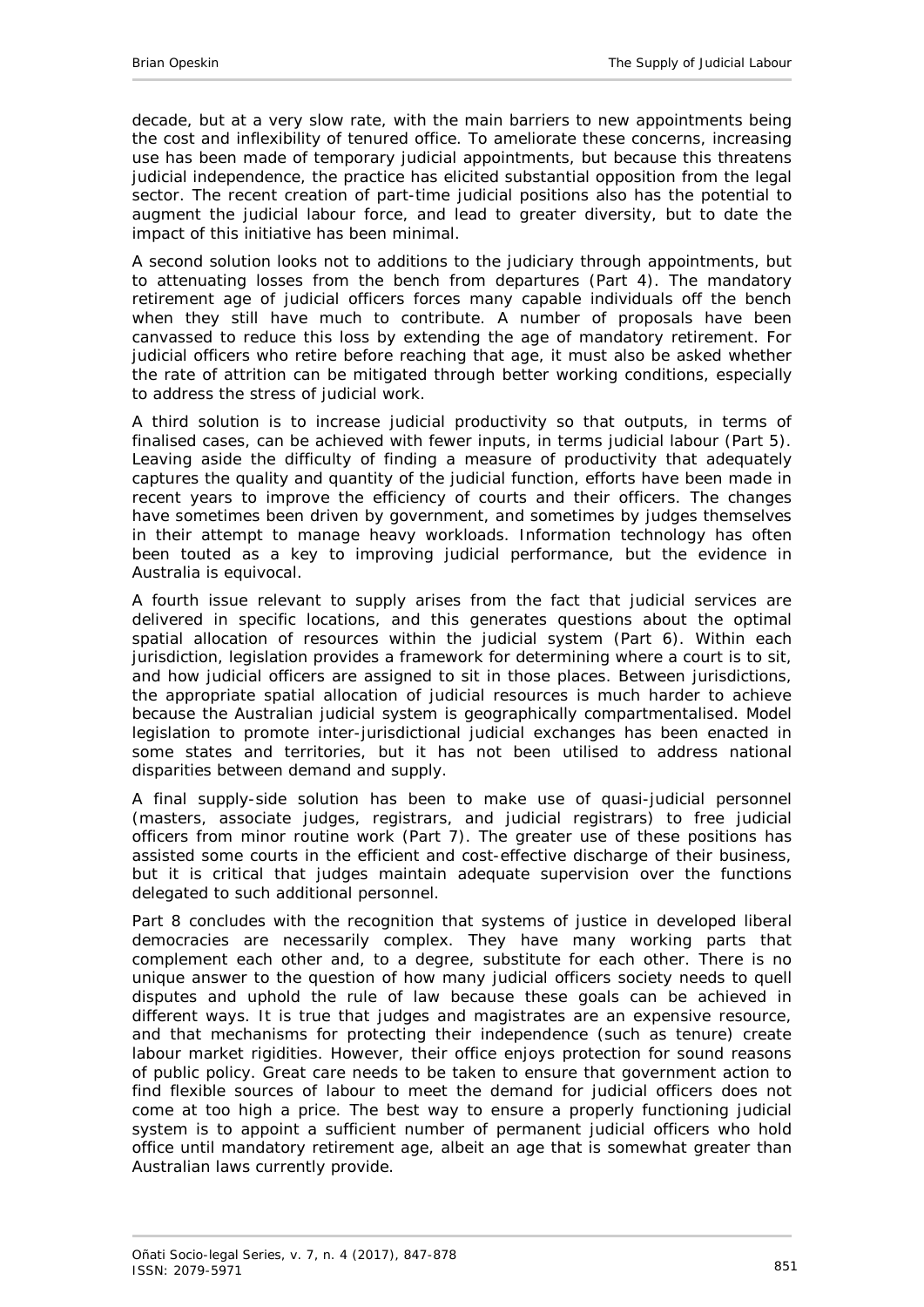decade, but at a very slow rate, with the main barriers to new appointments being the cost and inflexibility of tenured office. To ameliorate these concerns, increasing use has been made of temporary judicial appointments, but because this threatens judicial independence, the practice has elicited substantial opposition from the legal sector. The recent creation of part-time judicial positions also has the potential to augment the judicial labour force, and lead to greater diversity, but to date the impact of this initiative has been minimal.

A second solution looks not to additions to the judiciary through appointments, but to attenuating losses from the bench from departures (Part 4). The mandatory retirement age of judicial officers forces many capable individuals off the bench when they still have much to contribute. A number of proposals have been canvassed to reduce this loss by extending the age of mandatory retirement. For judicial officers who retire before reaching that age, it must also be asked whether the rate of attrition can be mitigated through better working conditions, especially to address the stress of judicial work.

A third solution is to increase judicial productivity so that outputs, in terms of finalised cases, can be achieved with fewer inputs, in terms judicial labour (Part 5). Leaving aside the difficulty of finding a measure of productivity that adequately captures the quality and quantity of the judicial function, efforts have been made in recent years to improve the efficiency of courts and their officers. The changes have sometimes been driven by government, and sometimes by judges themselves in their attempt to manage heavy workloads. Information technology has often been touted as a key to improving judicial performance, but the evidence in Australia is equivocal.

A fourth issue relevant to supply arises from the fact that judicial services are delivered in specific locations, and this generates questions about the optimal spatial allocation of resources within the judicial system (Part 6). Within each jurisdiction, legislation provides a framework for determining where a court is to sit, and how judicial officers are assigned to sit in those places. Between jurisdictions, the appropriate spatial allocation of judicial resources is much harder to achieve because the Australian judicial system is geographically compartmentalised. Model legislation to promote inter-jurisdictional judicial exchanges has been enacted in some states and territories, but it has not been utilised to address national disparities between demand and supply.

A final supply-side solution has been to make use of quasi-judicial personnel (masters, associate judges, registrars, and judicial registrars) to free judicial officers from minor routine work (Part 7). The greater use of these positions has assisted some courts in the efficient and cost-effective discharge of their business, but it is critical that judges maintain adequate supervision over the functions delegated to such additional personnel.

Part 8 concludes with the recognition that systems of justice in developed liberal democracies are necessarily complex. They have many working parts that complement each other and, to a degree, substitute for each other. There is no unique answer to the question of how many judicial officers society needs to quell disputes and uphold the rule of law because these goals can be achieved in different ways. It is true that judges and magistrates are an expensive resource, and that mechanisms for protecting their independence (such as tenure) create labour market rigidities. However, their office enjoys protection for sound reasons of public policy. Great care needs to be taken to ensure that government action to find flexible sources of labour to meet the demand for judicial officers does not come at too high a price. The best way to ensure a properly functioning judicial system is to appoint a sufficient number of permanent judicial officers who hold office until mandatory retirement age, albeit an age that is somewhat greater than Australian laws currently provide.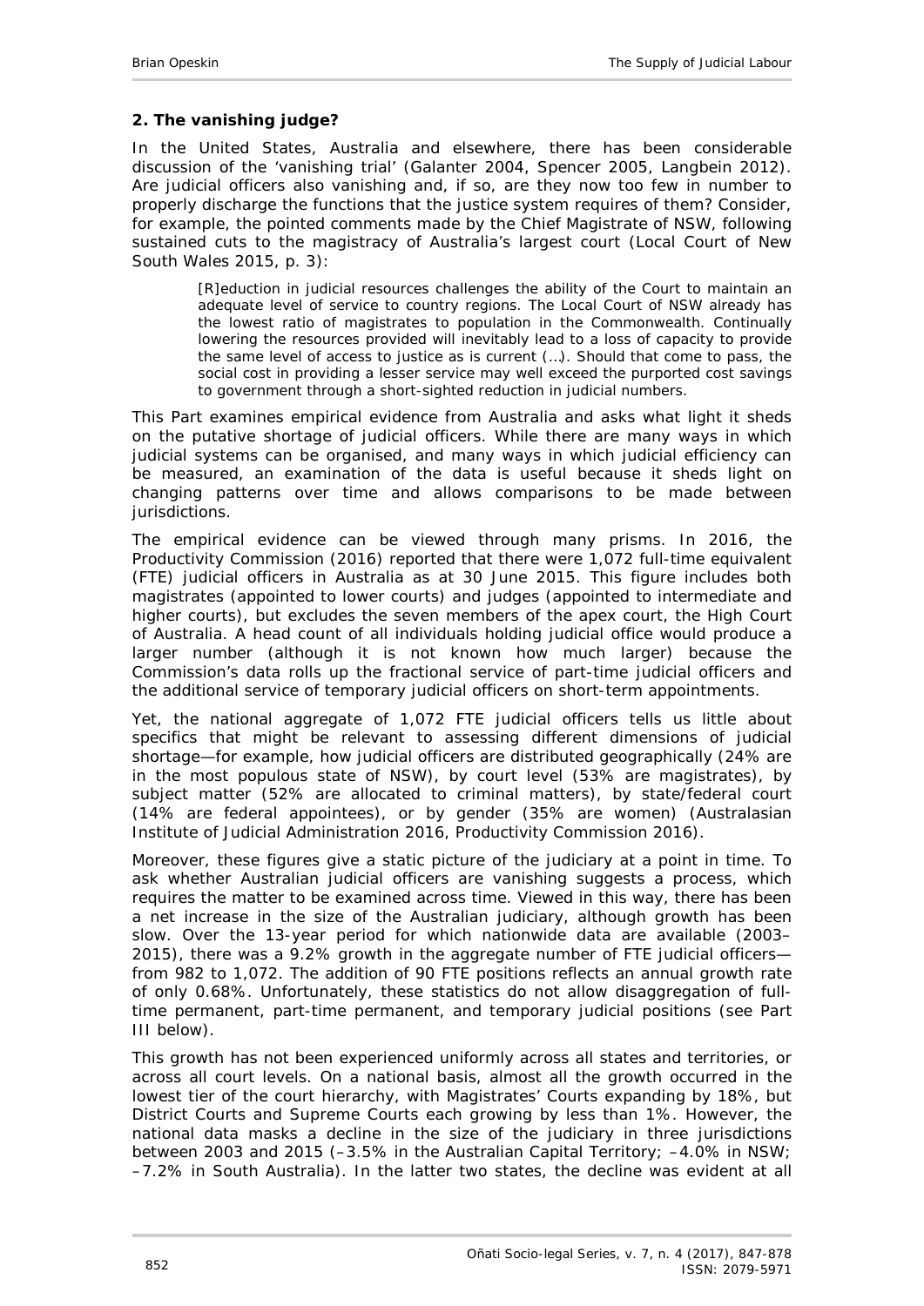### 2. The vanishing judge?

In the United States, Australia and elsewhere, there has been considerable discussion of the 'vanishing trial' (Galanter 2004, Spencer 2005, Langbein 2012). Are judicial officers also vanishing and, if so, are they now too few in number to properly discharge the functions that the justice system requires of them? Consider, for example, the pointed comments made by the Chief Magistrate of NSW, following sustained cuts to the magistracy of Australia's largest court (Local Court of New South Wales 2015, p. 3):

> [R]eduction in judicial resources challenges the ability of the Court to maintain an adequate level of service to country regions. The Local Court of NSW already has the lowest ratio of magistrates to population in the Commonwealth. Continually lowering the resources provided will inevitably lead to a loss of capacity to provide the same level of access to justice as is current (…). Should that come to pass, the social cost in providing a lesser service may well exceed the purported cost savings to government through a short-sighted reduction in judicial numbers.

This Part examines empirical evidence from Australia and asks what light it sheds on the putative shortage of judicial officers. While there are many ways in which judicial systems can be organised, and many ways in which judicial efficiency can be measured, an examination of the data is useful because it sheds light on changing patterns over time and allows comparisons to be made between jurisdictions.

The empirical evidence can be viewed through many prisms. In 2016, the Productivity Commission (2016) reported that there were 1,072 full-time equivalent (FTE) judicial officers in Australia as at 30 June 2015. This figure includes both magistrates (appointed to lower courts) and judges (appointed to intermediate and higher courts), but excludes the seven members of the apex court, the High Court of Australia. A head count of all individuals holding judicial office would produce a larger number (although it is not known how much larger) because the Commission's data rolls up the fractional service of part-time judicial officers and the additional service of temporary judicial officers on short-term appointments.

Yet, the national aggregate of 1,072 FTE judicial officers tells us little about specifics that might be relevant to assessing different dimensions of judicial shortage—for example, how judicial officers are distributed geographically (24% are in the most populous state of NSW), by court level (53% are magistrates), by subject matter (52% are allocated to criminal matters), by state/federal court (14% are federal appointees), or by gender (35% are women) (Australasian Institute of Judicial Administration 2016, Productivity Commission 2016).

Moreover, these figures give a static picture of the judiciary at a point in time. To ask whether Australian judicial officers are vanishing suggests a process, which requires the matter to be examined across time. Viewed in this way, there has been a net increase in the size of the Australian judiciary, although growth has been slow. Over the 13-year period for which nationwide data are available (2003–2015), there was a 9.2% growth in the aggregate number of FTE judicial officers—from 982 to 1,072. The addition of 90 FTE positions reflects an annual growth rate of only 0.68%. Unfortunately, these statistics do not allow disaggregation of full-time permanent, part-time permanent, and temporary judicial positions (see Part III below).

This growth has not been experienced uniformly across all states and territories, or across all court levels. On a national basis, almost all the growth occurred in the lowest tier of the court hierarchy, with Magistrates' Courts expanding by 18%, but District Courts and Supreme Courts each growing by less than 1%. However, the national data masks a decline in the size of the judiciary in three jurisdictions between 2003 and 2015 (–3.5% in the Australian Capital Territory; –4.0% in NSW; –7.2% in South Australia). In the latter two states, the decline was evident at all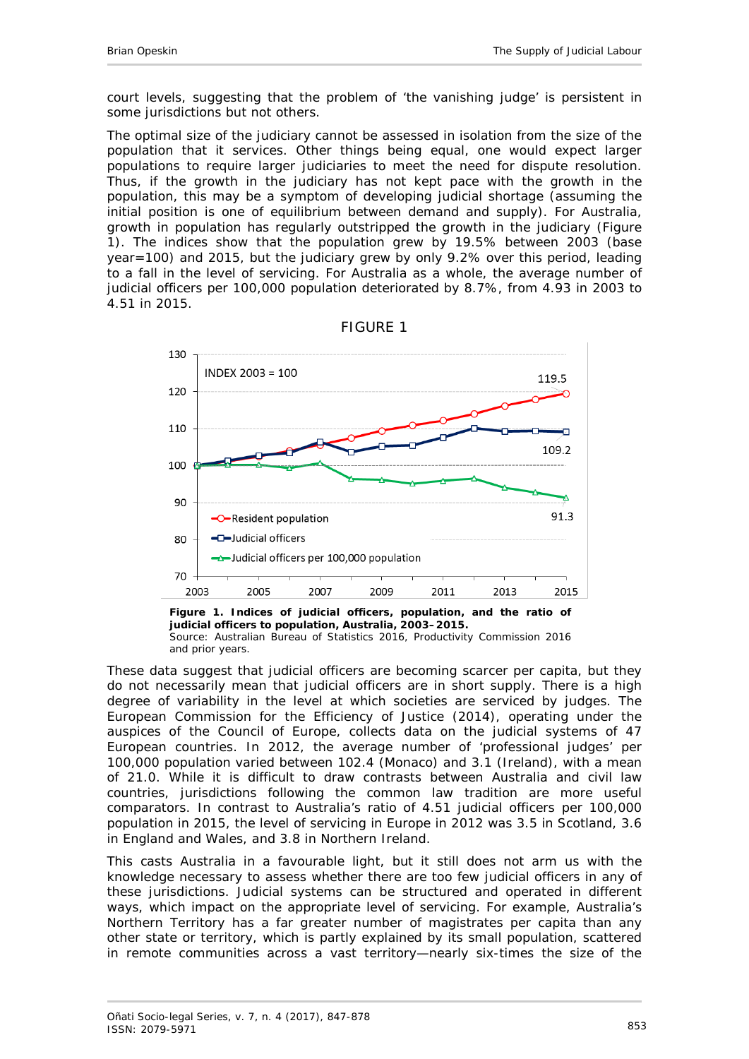court levels, suggesting that the problem of 'the vanishing judge' is persistent in some jurisdictions but not others.

The optimal size of the judiciary cannot be assessed in isolation from the size of the population that it services. Other things being equal, one would expect larger populations to require larger judiciaries to meet the need for dispute resolution. Thus, if the growth in the judiciary has not kept pace with the growth in the population, this may be a symptom of developing judicial shortage (assuming the initial position is one of equilibrium between demand and supply). For Australia, growth in population has regularly outstripped the growth in the judiciary (Figure 1). The indices show that the population grew by 19.5% between 2003 (base year=100) and 2015, but the judiciary grew by only 9.2% over this period, leading to a fall in the level of servicing. For Australia as a whole, the average number of judicial officers per 100,000 population deteriorated by 8.7%, from 4.93 in 2003 to 4.51 in 2015.

FIGURE 1

**Figure 1. Indices of judicial officers, population, and the ratio of judicial officers to population, Australia, 2003–2015.**
Source: Australian Bureau of Statistics 2016, Productivity Commission 2016 and prior years.

These data suggest that judicial officers are becoming scarcer per capita, but they do not necessarily mean that judicial officers are in short supply. There is a high degree of variability in the level at which societies are serviced by judges. The European Commission for the Efficiency of Justice (2014), operating under the auspices of the Council of Europe, collects data on the judicial systems of 47 European countries. In 2012, the average number of 'professional judges' per 100,000 population varied between 102.4 (Monaco) and 3.1 (Ireland), with a mean of 21.0. While it is difficult to draw contrasts between Australia and civil law countries, jurisdictions following the common law tradition are more useful comparators. In contrast to Australia's ratio of 4.51 judicial officers per 100,000 population in 2015, the level of servicing in Europe in 2012 was 3.5 in Scotland, 3.6 in England and Wales, and 3.8 in Northern Ireland.

This casts Australia in a favourable light, but it still does not arm us with the knowledge necessary to assess whether there are too few judicial officers in any of these jurisdictions. Judicial systems can be structured and operated in different ways, which impact on the appropriate level of servicing. For example, Australia's Northern Territory has a far greater number of magistrates per capita than any other state or territory, which is partly explained by its small population, scattered in remote communities across a vast territory—nearly six-times the size of the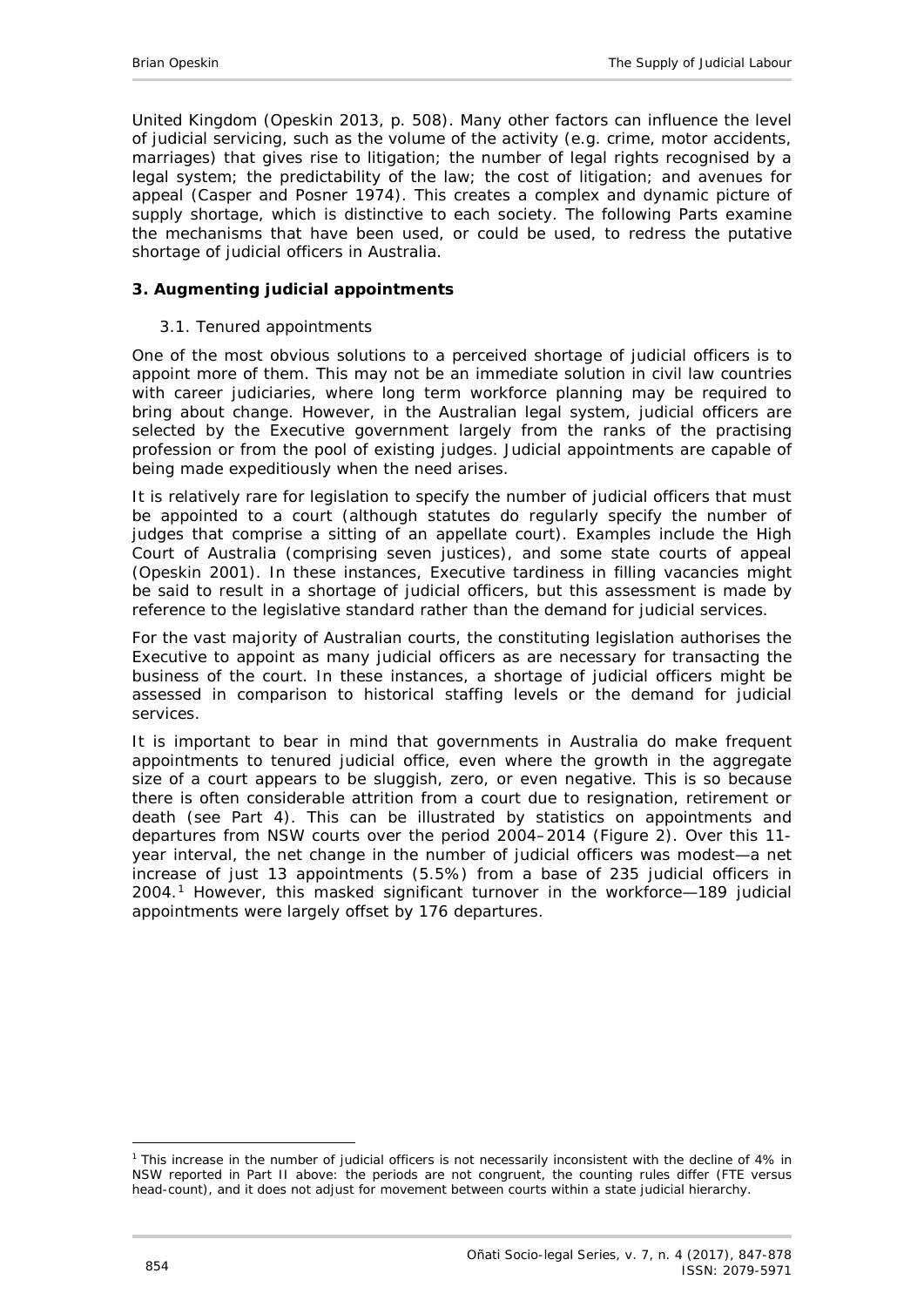United Kingdom (Opeskin 2013, p. 508). Many other factors can influence the level of judicial servicing, such as the volume of the activity (e.g. crime, motor accidents, marriages) that gives rise to litigation; the number of legal rights recognised by a legal system; the predictability of the law; the cost of litigation; and avenues for appeal (Casper and Posner 1974). This creates a complex and dynamic picture of supply shortage, which is distinctive to each society. The following Parts examine the mechanisms that have been used, or could be used, to redress the putative shortage of judicial officers in Australia.

## 3. Augmenting judicial appointments

### 3.1. Tenured appointments

One of the most obvious solutions to a perceived shortage of judicial officers is to appoint more of them. This may not be an immediate solution in civil law countries with career judiciaries, where long term workforce planning may be required to bring about change. However, in the Australian legal system, judicial officers are selected by the Executive government largely from the ranks of the practising profession or from the pool of existing judges. Judicial appointments are capable of being made expeditiously when the need arises.

It is relatively rare for legislation to specify the number of judicial officers that must be appointed to a court (although statutes do regularly specify the number of judges that comprise a sitting of an appellate court). Examples include the High Court of Australia (comprising seven justices), and some state courts of appeal (Opeskin 2001). In these instances, Executive tardiness in filling vacancies might be said to result in a shortage of judicial officers, but this assessment is made by reference to the legislative standard rather than the demand for judicial services.

For the vast majority of Australian courts, the constituting legislation authorises the Executive to appoint as many judicial officers as are necessary for transacting the business of the court. In these instances, a shortage of judicial officers might be assessed in comparison to historical staffing levels or the demand for judicial services.

It is important to bear in mind that governments in Australia do make frequent appointments to tenured judicial office, even where the growth in the aggregate size of a court appears to be sluggish, zero, or even negative. This is so because there is often considerable attrition from a court due to resignation, retirement or death (see Part 4). This can be illustrated by statistics on appointments and departures from NSW courts over the period 2004–2014 (Figure 2). Over this 11-year interval, the net change in the number of judicial officers was modest—a net increase of just 13 appointments (5.5%) from a base of 235 judicial officers in 2004.[1] However, this masked significant turnover in the workforce—189 judicial appointments were largely offset by 176 departures.

---

[1] This increase in the number of judicial officers is not necessarily inconsistent with the decline of 4% in NSW reported in Part II above: the periods are not congruent, the counting rules differ (FTE versus head-count), and it does not adjust for movement between courts within a state judicial hierarchy.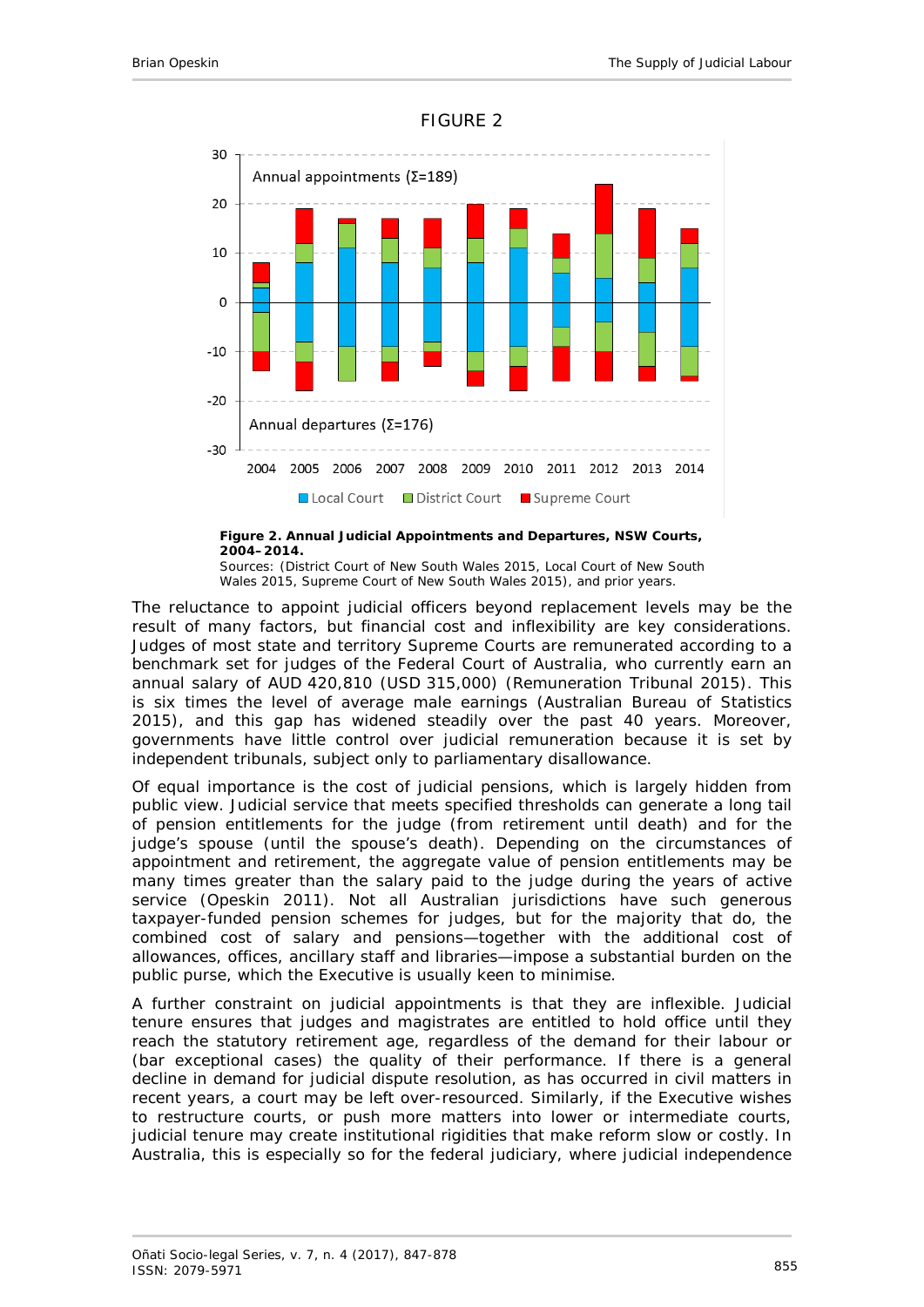FIGURE 2

**Figure 2. Annual Judicial Appointments and Departures, NSW Courts, 2004–2014.**

Sources: (District Court of New South Wales 2015, Local Court of New South Wales 2015, Supreme Court of New South Wales 2015), and prior years.

The reluctance to appoint judicial officers beyond replacement levels may be the result of many factors, but financial cost and inflexibility are key considerations. Judges of most state and territory Supreme Courts are remunerated according to a benchmark set for judges of the Federal Court of Australia, who currently earn an annual salary of AUD 420,810 (USD 315,000) (Remuneration Tribunal 2015). This is six times the level of average male earnings (Australian Bureau of Statistics 2015), and this gap has widened steadily over the past 40 years. Moreover, governments have little control over judicial remuneration because it is set by independent tribunals, subject only to parliamentary disallowance.

Of equal importance is the cost of judicial pensions, which is largely hidden from public view. Judicial service that meets specified thresholds can generate a long tail of pension entitlements for the judge (from retirement until death) and for the judge's spouse (until the spouse's death). Depending on the circumstances of appointment and retirement, the aggregate value of pension entitlements may be many times greater than the salary paid to the judge during the years of active service (Opeskin 2011). Not all Australian jurisdictions have such generous taxpayer-funded pension schemes for judges, but for the majority that do, the combined cost of salary and pensions—together with the additional cost of allowances, offices, ancillary staff and libraries—impose a substantial burden on the public purse, which the Executive is usually keen to minimise.

A further constraint on judicial appointments is that they are inflexible. Judicial tenure ensures that judges and magistrates are entitled to hold office until they reach the statutory retirement age, regardless of the demand for their labour or (bar exceptional cases) the quality of their performance. If there is a general decline in demand for judicial dispute resolution, as has occurred in civil matters in recent years, a court may be left over-resourced. Similarly, if the Executive wishes to restructure courts, or push more matters into lower or intermediate courts, judicial tenure may create institutional rigidities that make reform slow or costly. In Australia, this is especially so for the federal judiciary, where judicial independence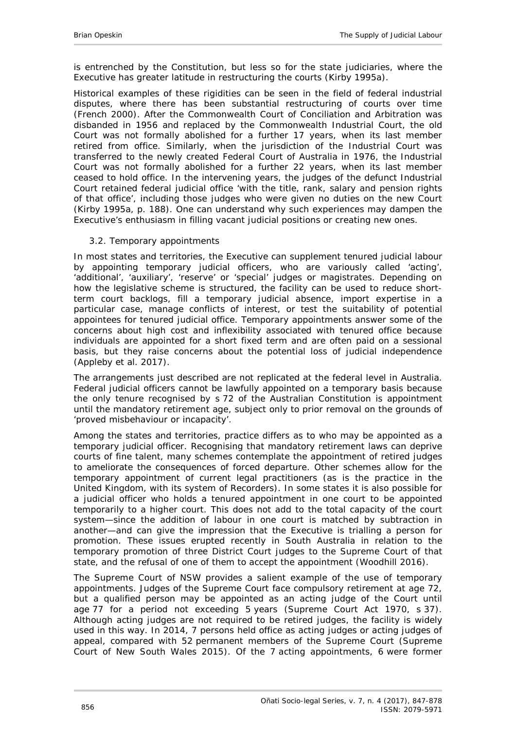is entrenched by the Constitution, but less so for the state judiciaries, where the Executive has greater latitude in restructuring the courts (Kirby 1995a).

Historical examples of these rigidities can be seen in the field of federal industrial disputes, where there has been substantial restructuring of courts over time (French 2000). After the Commonwealth Court of Conciliation and Arbitration was disbanded in 1956 and replaced by the Commonwealth Industrial Court, the old Court was not formally abolished for a further 17 years, when its last member retired from office. Similarly, when the jurisdiction of the Industrial Court was transferred to the newly created Federal Court of Australia in 1976, the Industrial Court was not formally abolished for a further 22 years, when its last member ceased to hold office. In the intervening years, the judges of the defunct Industrial Court retained federal judicial office 'with the title, rank, salary and pension rights of that office', including those judges who were given no duties on the new Court (Kirby 1995a, p. 188). One can understand why such experiences may dampen the Executive's enthusiasm in filling vacant judicial positions or creating new ones.

### 3.2. Temporary appointments

In most states and territories, the Executive can supplement tenured judicial labour by appointing temporary judicial officers, who are variously called 'acting', 'additional', 'auxiliary', 'reserve' or 'special' judges or magistrates. Depending on how the legislative scheme is structured, the facility can be used to reduce short-term court backlogs, fill a temporary judicial absence, import expertise in a particular case, manage conflicts of interest, or test the suitability of potential appointees for tenured judicial office. Temporary appointments answer some of the concerns about high cost and inflexibility associated with tenured office because individuals are appointed for a short fixed term and are often paid on a sessional basis, but they raise concerns about the potential loss of judicial independence (Appleby et al. 2017).

The arrangements just described are not replicated at the federal level in Australia. Federal judicial officers cannot be lawfully appointed on a temporary basis because the only tenure recognised by s 72 of the Australian Constitution is appointment until the mandatory retirement age, subject only to prior removal on the grounds of 'proved misbehaviour or incapacity'.

Among the states and territories, practice differs as to who may be appointed as a temporary judicial officer. Recognising that mandatory retirement laws can deprive courts of fine talent, many schemes contemplate the appointment of retired judges to ameliorate the consequences of forced departure. Other schemes allow for the temporary appointment of current legal practitioners (as is the practice in the United Kingdom, with its system of Recorders). In some states it is also possible for a judicial officer who holds a tenured appointment in one court to be appointed temporarily to a higher court. This does not add to the total capacity of the court system—since the addition of labour in one court is matched by subtraction in another—and can give the impression that the Executive is trialling a person for promotion. These issues erupted recently in South Australia in relation to the temporary promotion of three District Court judges to the Supreme Court of that state, and the refusal of one of them to accept the appointment (Woodhill 2016).

The Supreme Court of NSW provides a salient example of the use of temporary appointments. Judges of the Supreme Court face compulsory retirement at age 72, but a qualified person may be appointed as an acting judge of the Court until age 77 for a period not exceeding 5 years (Supreme Court Act 1970, s 37). Although acting judges are not required to be retired judges, the facility is widely used in this way. In 2014, 7 persons held office as acting judges or acting judges of appeal, compared with 52 permanent members of the Supreme Court (Supreme Court of New South Wales 2015). Of the 7 acting appointments, 6 were former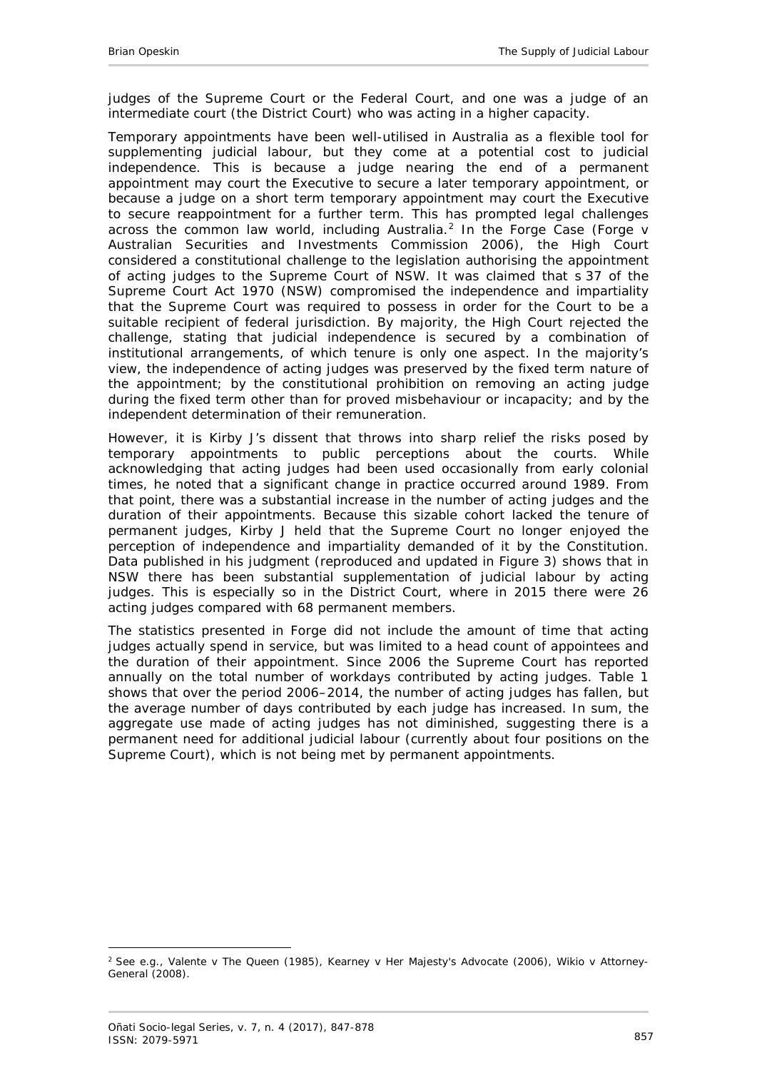judges of the Supreme Court or the Federal Court, and one was a judge of an intermediate court (the District Court) who was acting in a higher capacity.

Temporary appointments have been well-utilised in Australia as a flexible tool for supplementing judicial labour, but they come at a potential cost to judicial independence. This is because a judge nearing the end of a permanent appointment may court the Executive to secure a later temporary appointment, or because a judge on a short term temporary appointment may court the Executive to secure reappointment for a further term. This has prompted legal challenges across the common law world, including Australia.[2] In the Forge Case (*Forge v Australian Securities and Investments Commission* 2006), the High Court considered a constitutional challenge to the legislation authorising the appointment of acting judges to the Supreme Court of NSW. It was claimed that s 37 of the *Supreme Court Act 1970* (NSW) compromised the independence and impartiality that the Supreme Court was required to possess in order for the Court to be a suitable recipient of federal jurisdiction. By majority, the High Court rejected the challenge, stating that judicial independence is secured by a combination of institutional arrangements, of which tenure is only one aspect. In the majority's view, the independence of acting judges was preserved by the fixed term nature of the appointment; by the constitutional prohibition on removing an acting judge during the fixed term other than for proved misbehaviour or incapacity; and by the independent determination of their remuneration.

However, it is Kirby J's dissent that throws into sharp relief the risks posed by temporary appointments to public perceptions about the courts. While acknowledging that acting judges had been used occasionally from early colonial times, he noted that a significant change in practice occurred around 1989. From that point, there was a substantial increase in the number of acting judges and the duration of their appointments. Because this sizable cohort lacked the tenure of permanent judges, Kirby J held that the Supreme Court no longer enjoyed the perception of independence and impartiality demanded of it by the Constitution. Data published in his judgment (reproduced and updated in Figure 3) shows that in NSW there has been substantial supplementation of judicial labour by acting judges. This is especially so in the District Court, where in 2015 there were 26 acting judges compared with 68 permanent members.

The statistics presented in *Forge* did not include the amount of time that acting judges actually spend in service, but was limited to a head count of appointees and the duration of their appointment. Since 2006 the Supreme Court has reported annually on the total number of workdays contributed by acting judges. Table 1 shows that over the period 2006–2014, the number of acting judges has fallen, but the average number of days contributed by each judge has increased. In sum, the aggregate use made of acting judges has not diminished, suggesting there is a permanent need for additional judicial labour (currently about four positions on the Supreme Court), which is not being met by permanent appointments.

[2] See e.g., *Valente v The Queen* (1985), *Kearney v Her Majesty's Advocate* (2006), *Wikio v Attorney-General* (2008).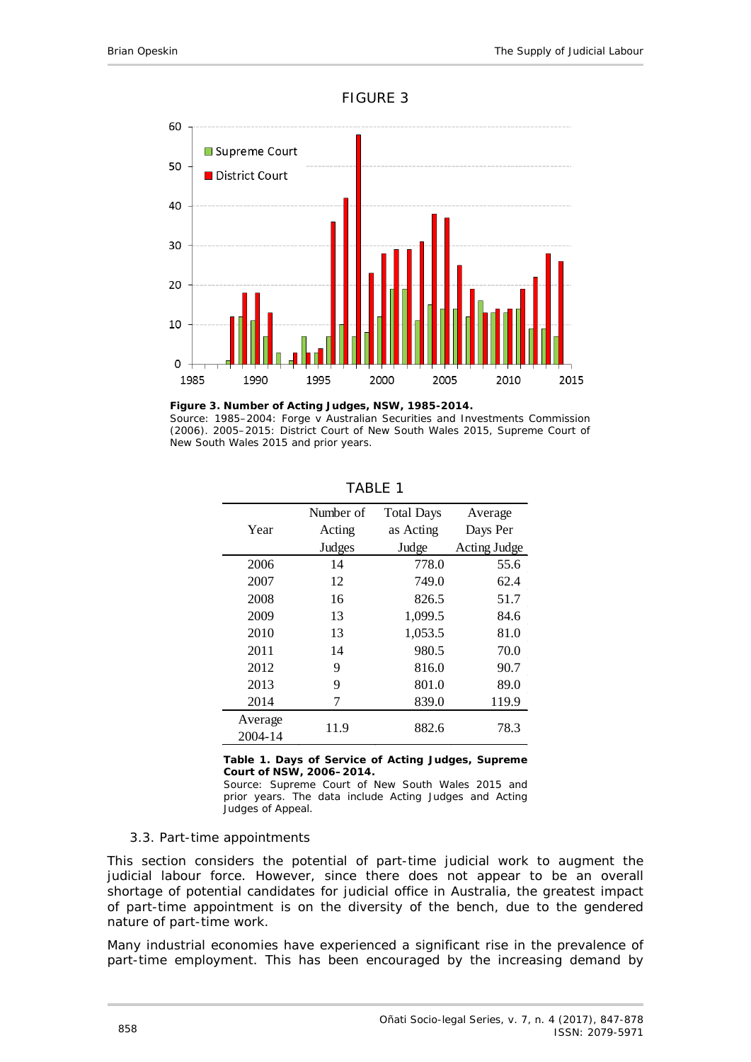FIGURE 3

**Figure 3. Number of Acting Judges, NSW, 1985-2014.**
Source: 1985–2004: Forge v Australian Securities and Investments Commission (2006). 2005–2015: District Court of New South Wales 2015, Supreme Court of New South Wales 2015 and prior years.

TABLE 1

| Year | Number of Acting Judges | Total Days as Acting Judge | Average Days Per Acting Judge |
|---|---|---|---|
| 2006 | 14 | 778.0 | 55.6 |
| 2007 | 12 | 749.0 | 62.4 |
| 2008 | 16 | 826.5 | 51.7 |
| 2009 | 13 | 1,099.5 | 84.6 |
| 2010 | 13 | 1,053.5 | 81.0 |
| 2011 | 14 | 980.5 | 70.0 |
| 2012 | 9 | 816.0 | 90.7 |
| 2013 | 9 | 801.0 | 89.0 |
| 2014 | 7 | 839.0 | 119.9 |
| Average 2004-14 | 11.9 | 882.6 | 78.3 |

**Table 1. Days of Service of Acting Judges, Supreme Court of NSW, 2006–2014.**
Source: Supreme Court of New South Wales 2015 and prior years. The data include Acting Judges and Acting Judges of Appeal.

### 3.3. Part-time appointments

This section considers the potential of part-time judicial work to augment the judicial labour force. However, since there does not appear to be an overall shortage of potential candidates for judicial office in Australia, the greatest impact of part-time appointment is on the diversity of the bench, due to the gendered nature of part-time work.

Many industrial economies have experienced a significant rise in the prevalence of part-time employment. This has been encouraged by the increasing demand by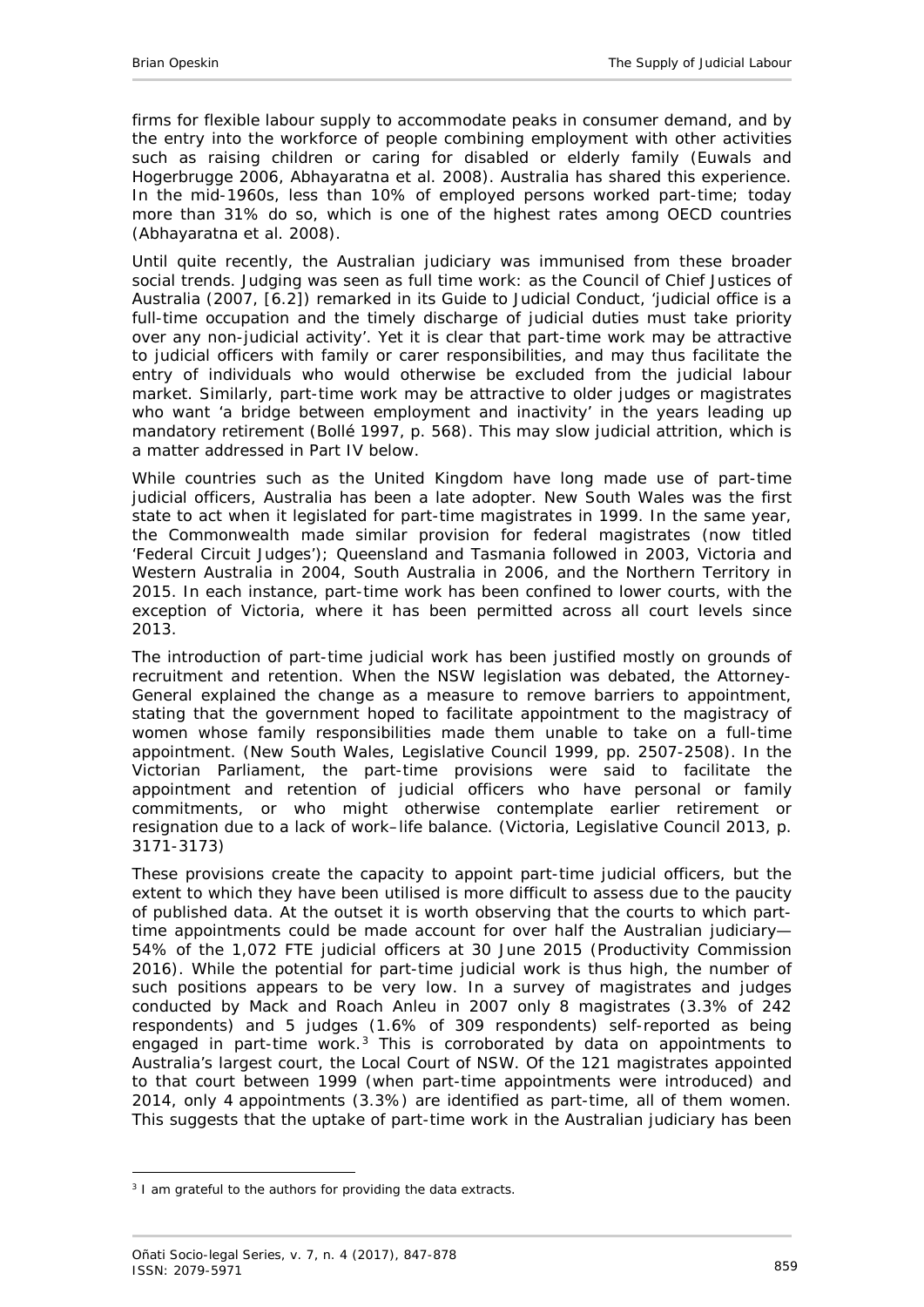firms for flexible labour supply to accommodate peaks in consumer demand, and by the entry into the workforce of people combining employment with other activities such as raising children or caring for disabled or elderly family (Euwals and Hogerbrugge 2006, Abhayaratna et al. 2008). Australia has shared this experience. In the mid-1960s, less than 10% of employed persons worked part-time; today more than 31% do so, which is one of the highest rates among OECD countries (Abhayaratna et al. 2008).

Until quite recently, the Australian judiciary was immunised from these broader social trends. Judging was seen as full time work: as the Council of Chief Justices of Australia (2007, [6.2]) remarked in its Guide to Judicial Conduct, 'judicial office is a full-time occupation and the timely discharge of judicial duties must take priority over any non-judicial activity'. Yet it is clear that part-time work may be attractive to judicial officers with family or carer responsibilities, and may thus facilitate the entry of individuals who would otherwise be excluded from the judicial labour market. Similarly, part-time work may be attractive to older judges or magistrates who want 'a bridge between employment and inactivity' in the years leading up mandatory retirement (Bollé 1997, p. 568). This may slow judicial attrition, which is a matter addressed in Part IV below.

While countries such as the United Kingdom have long made use of part-time judicial officers, Australia has been a late adopter. New South Wales was the first state to act when it legislated for part-time magistrates in 1999. In the same year, the Commonwealth made similar provision for federal magistrates (now titled 'Federal Circuit Judges'); Queensland and Tasmania followed in 2003, Victoria and Western Australia in 2004, South Australia in 2006, and the Northern Territory in 2015. In each instance, part-time work has been confined to lower courts, with the exception of Victoria, where it has been permitted across all court levels since 2013.

The introduction of part-time judicial work has been justified mostly on grounds of recruitment and retention. When the NSW legislation was debated, the Attorney-General explained the change as a measure to remove barriers to appointment, stating that the government hoped to facilitate appointment to the magistracy of women whose family responsibilities made them unable to take on a full-time appointment. (New South Wales, Legislative Council 1999, pp. 2507-2508). In the Victorian Parliament, the part-time provisions were said to facilitate the appointment and retention of judicial officers who have personal or family commitments, or who might otherwise contemplate earlier retirement or resignation due to a lack of work–life balance. (Victoria, Legislative Council 2013, p. 3171-3173)

These provisions create the capacity to appoint part-time judicial officers, but the extent to which they have been utilised is more difficult to assess due to the paucity of published data. At the outset it is worth observing that the courts to which part-time appointments could be made account for over half the Australian judiciary—54% of the 1,072 FTE judicial officers at 30 June 2015 (Productivity Commission 2016). While the potential for part-time judicial work is thus high, the number of such positions appears to be very low. In a survey of magistrates and judges conducted by Mack and Roach Anleu in 2007 only 8 magistrates (3.3% of 242 respondents) and 5 judges (1.6% of 309 respondents) self-reported as being engaged in part-time work.[3] This is corroborated by data on appointments to Australia's largest court, the Local Court of NSW. Of the 121 magistrates appointed to that court between 1999 (when part-time appointments were introduced) and 2014, only 4 appointments (3.3%) are identified as part-time, all of them women. This suggests that the uptake of part-time work in the Australian judiciary has been

[3] I am grateful to the authors for providing the data extracts.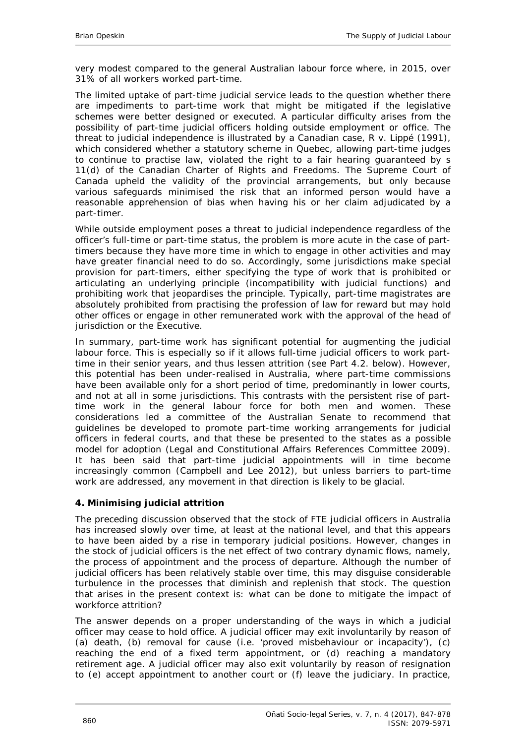very modest compared to the general Australian labour force where, in 2015, over 31% of all workers worked part-time.

The limited uptake of part-time judicial service leads to the question whether there are impediments to part-time work that might be mitigated if the legislative schemes were better designed or executed. A particular difficulty arises from the possibility of part-time judicial officers holding outside employment or office. The threat to judicial independence is illustrated by a Canadian case, *R v. Lippé* (1991), which considered whether a statutory scheme in Quebec, allowing part-time judges to continue to practise law, violated the right to a fair hearing guaranteed by s 11(d) of the Canadian Charter of Rights and Freedoms. The Supreme Court of Canada upheld the validity of the provincial arrangements, but only because various safeguards minimised the risk that an informed person would have a reasonable apprehension of bias when having his or her claim adjudicated by a part-timer.

While outside employment poses a threat to judicial independence regardless of the officer's full-time or part-time status, the problem is more acute in the case of part-timers because they have more time in which to engage in other activities and may have greater financial need to do so. Accordingly, some jurisdictions make special provision for part-timers, either specifying the type of work that is prohibited or articulating an underlying principle (incompatibility with judicial functions) and prohibiting work that jeopardises the principle. Typically, part-time magistrates are absolutely prohibited from practising the profession of law for reward but may hold other offices or engage in other remunerated work with the approval of the head of jurisdiction or the Executive.

In summary, part-time work has significant potential for augmenting the judicial labour force. This is especially so if it allows full-time judicial officers to work part-time in their senior years, and thus lessen attrition (see Part 4.2. below). However, this potential has been under-realised in Australia, where part-time commissions have been available only for a short period of time, predominantly in lower courts, and not at all in some jurisdictions. This contrasts with the persistent rise of part-time work in the general labour force for both men and women. These considerations led a committee of the Australian Senate to recommend that guidelines be developed to promote part-time working arrangements for judicial officers in federal courts, and that these be presented to the states as a possible model for adoption (Legal and Constitutional Affairs References Committee 2009). It has been said that part-time judicial appointments will in time become increasingly common (Campbell and Lee 2012), but unless barriers to part-time work are addressed, any movement in that direction is likely to be glacial.

## 4. Minimising judicial attrition

The preceding discussion observed that the stock of FTE judicial officers in Australia has increased slowly over time, at least at the national level, and that this appears to have been aided by a rise in temporary judicial positions. However, changes in the stock of judicial officers is the net effect of two contrary dynamic flows, namely, the process of appointment and the process of departure. Although the number of judicial officers has been relatively stable over time, this may disguise considerable turbulence in the processes that diminish and replenish that stock. The question that arises in the present context is: what can be done to mitigate the impact of workforce attrition?

The answer depends on a proper understanding of the ways in which a judicial officer may cease to hold office. A judicial officer may exit involuntarily by reason of (a) death, (b) removal for cause (i.e. 'proved misbehaviour or incapacity'), (c) reaching the end of a fixed term appointment, or (d) reaching a mandatory retirement age. A judicial officer may also exit voluntarily by reason of resignation to (e) accept appointment to another court or (f) leave the judiciary. In practice,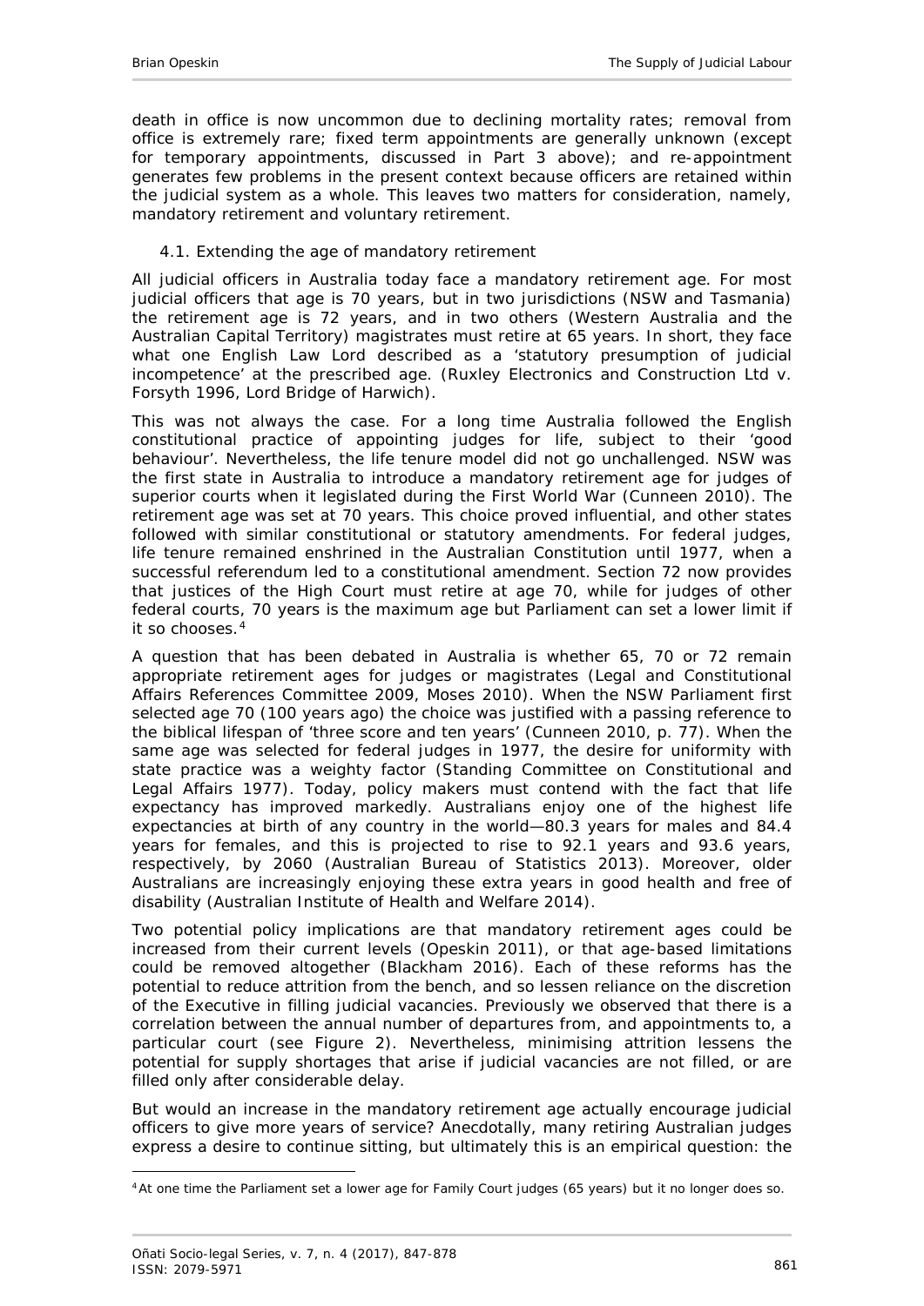death in office is now uncommon due to declining mortality rates; removal from office is extremely rare; fixed term appointments are generally unknown (except for temporary appointments, discussed in Part 3 above); and re-appointment generates few problems in the present context because officers are retained within the judicial system as a whole. This leaves two matters for consideration, namely, mandatory retirement and voluntary retirement.

### 4.1. Extending the age of mandatory retirement

All judicial officers in Australia today face a mandatory retirement age. For most judicial officers that age is 70 years, but in two jurisdictions (NSW and Tasmania) the retirement age is 72 years, and in two others (Western Australia and the Australian Capital Territory) magistrates must retire at 65 years. In short, they face what one English Law Lord described as a 'statutory presumption of judicial incompetence' at the prescribed age. (*Ruxley Electronics and Construction Ltd v. Forsyth* 1996, Lord Bridge of Harwich).

This was not always the case. For a long time Australia followed the English constitutional practice of appointing judges for life, subject to their 'good behaviour'. Nevertheless, the life tenure model did not go unchallenged. NSW was the first state in Australia to introduce a mandatory retirement age for judges of superior courts when it legislated during the First World War (Cunneen 2010). The retirement age was set at 70 years. This choice proved influential, and other states followed with similar constitutional or statutory amendments. For federal judges, life tenure remained enshrined in the Australian Constitution until 1977, when a successful referendum led to a constitutional amendment. Section 72 now provides that justices of the High Court must retire at age 70, while for judges of other federal courts, 70 years is the maximum age but Parliament can set a lower limit if it so chooses.[4]

A question that has been debated in Australia is whether 65, 70 or 72 remain appropriate retirement ages for judges or magistrates (Legal and Constitutional Affairs References Committee 2009, Moses 2010). When the NSW Parliament first selected age 70 (100 years ago) the choice was justified with a passing reference to the biblical lifespan of 'three score and ten years' (Cunneen 2010, p. 77). When the same age was selected for federal judges in 1977, the desire for uniformity with state practice was a weighty factor (Standing Committee on Constitutional and Legal Affairs 1977). Today, policy makers must contend with the fact that life expectancy has improved markedly. Australians enjoy one of the highest life expectancies at birth of any country in the world—80.3 years for males and 84.4 years for females, and this is projected to rise to 92.1 years and 93.6 years, respectively, by 2060 (Australian Bureau of Statistics 2013). Moreover, older Australians are increasingly enjoying these extra years in good health and free of disability (Australian Institute of Health and Welfare 2014).

Two potential policy implications are that mandatory retirement ages could be increased from their current levels (Opeskin 2011), or that age-based limitations could be removed altogether (Blackham 2016). Each of these reforms has the potential to reduce attrition from the bench, and so lessen reliance on the discretion of the Executive in filling judicial vacancies. Previously we observed that there is a correlation between the annual number of departures from, and appointments to, a particular court (see Figure 2). Nevertheless, minimising attrition lessens the potential for supply shortages that arise if judicial vacancies are not filled, or are filled only after considerable delay.

But would an increase in the mandatory retirement age actually encourage judicial officers to give more years of service? Anecdotally, many retiring Australian judges express a desire to continue sitting, but ultimately this is an empirical question: the

---

[4] At one time the Parliament set a lower age for Family Court judges (65 years) but it no longer does so.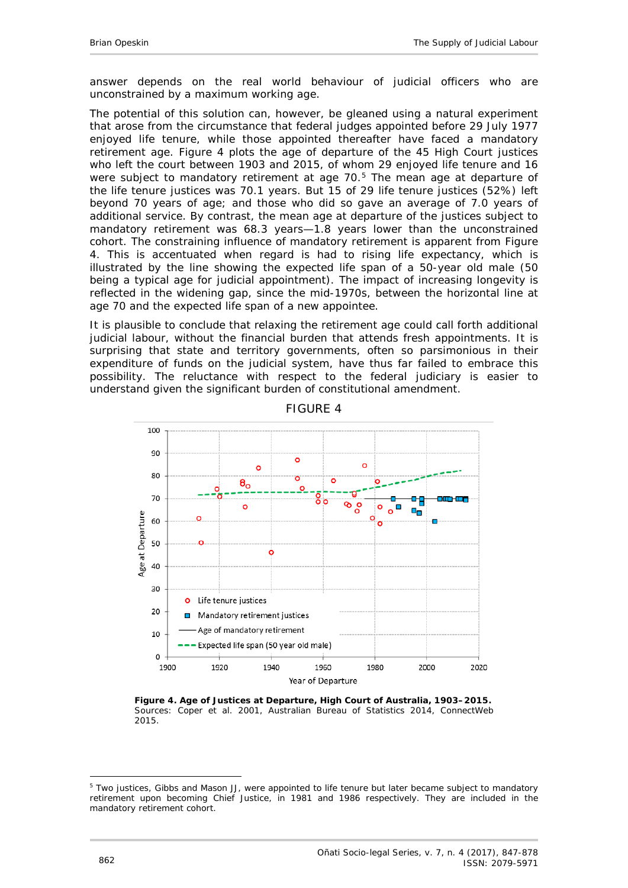answer depends on the real world behaviour of judicial officers who are unconstrained by a maximum working age.

The potential of this solution can, however, be gleaned using a natural experiment that arose from the circumstance that federal judges appointed before 29 July 1977 enjoyed life tenure, while those appointed thereafter have faced a mandatory retirement age. Figure 4 plots the age of departure of the 45 High Court justices who left the court between 1903 and 2015, of whom 29 enjoyed life tenure and 16 were subject to mandatory retirement at age 70.[5] The mean age at departure of the life tenure justices was 70.1 years. But 15 of 29 life tenure justices (52%) left beyond 70 years of age; and those who did so gave an average of 7.0 years of additional service. By contrast, the mean age at departure of the justices subject to mandatory retirement was 68.3 years—1.8 years lower than the unconstrained cohort. The constraining influence of mandatory retirement is apparent from Figure 4. This is accentuated when regard is had to rising life expectancy, which is illustrated by the line showing the expected life span of a 50-year old male (50 being a typical age for judicial appointment). The impact of increasing longevity is reflected in the widening gap, since the mid-1970s, between the horizontal line at age 70 and the expected life span of a new appointee.

It is plausible to conclude that relaxing the retirement age could call forth additional judicial labour, without the financial burden that attends fresh appointments. It is surprising that state and territory governments, often so parsimonious in their expenditure of funds on the judicial system, have thus far failed to embrace this possibility. The reluctance with respect to the federal judiciary is easier to understand given the significant burden of constitutional amendment.

FIGURE 4

**Figure 4. Age of Justices at Departure, High Court of Australia, 1903–2015.**
Sources: Coper et al. 2001, Australian Bureau of Statistics 2014, ConnectWeb 2015.

[5] Two justices, Gibbs and Mason JJ, were appointed to life tenure but later became subject to mandatory retirement upon becoming Chief Justice, in 1981 and 1986 respectively. They are included in the mandatory retirement cohort.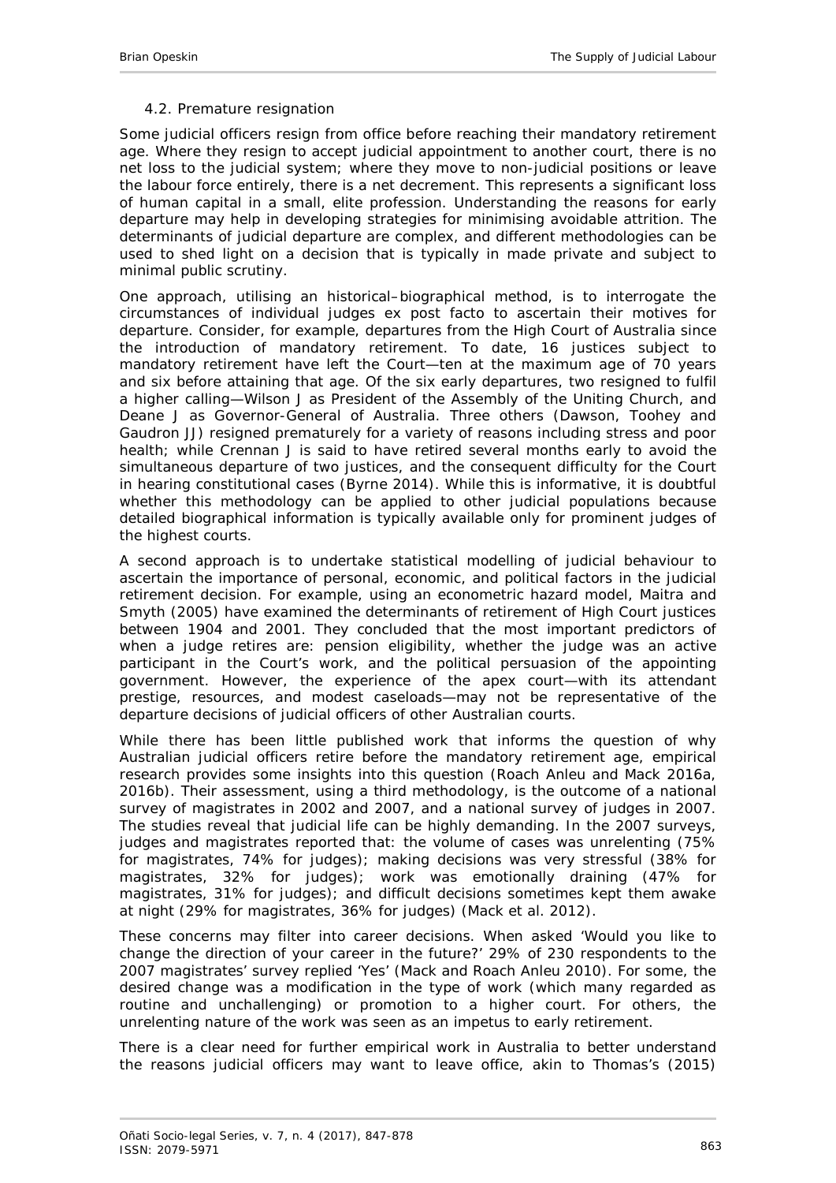### 4.2. Premature resignation

Some judicial officers resign from office before reaching their mandatory retirement age. Where they resign to accept judicial appointment to another court, there is no net loss to the judicial system; where they move to non-judicial positions or leave the labour force entirely, there is a net decrement. This represents a significant loss of human capital in a small, elite profession. Understanding the reasons for early departure may help in developing strategies for minimising avoidable attrition. The determinants of judicial departure are complex, and different methodologies can be used to shed light on a decision that is typically in made private and subject to minimal public scrutiny.

One approach, utilising an historical–biographical method, is to interrogate the circumstances of individual judges ex post facto to ascertain their motives for departure. Consider, for example, departures from the High Court of Australia since the introduction of mandatory retirement. To date, 16 justices subject to mandatory retirement have left the Court—ten at the maximum age of 70 years and six before attaining that age. Of the six early departures, two resigned to fulfil a higher calling—Wilson J as President of the Assembly of the Uniting Church, and Deane J as Governor-General of Australia. Three others (Dawson, Toohey and Gaudron JJ) resigned prematurely for a variety of reasons including stress and poor health; while Crennan J is said to have retired several months early to avoid the simultaneous departure of two justices, and the consequent difficulty for the Court in hearing constitutional cases (Byrne 2014). While this is informative, it is doubtful whether this methodology can be applied to other judicial populations because detailed biographical information is typically available only for prominent judges of the highest courts.

A second approach is to undertake statistical modelling of judicial behaviour to ascertain the importance of personal, economic, and political factors in the judicial retirement decision. For example, using an econometric hazard model, Maitra and Smyth (2005) have examined the determinants of retirement of High Court justices between 1904 and 2001. They concluded that the most important predictors of when a judge retires are: pension eligibility, whether the judge was an active participant in the Court's work, and the political persuasion of the appointing government. However, the experience of the apex court—with its attendant prestige, resources, and modest caseloads—may not be representative of the departure decisions of judicial officers of other Australian courts.

While there has been little published work that informs the question of why Australian judicial officers retire before the mandatory retirement age, empirical research provides some insights into this question (Roach Anleu and Mack 2016a, 2016b). Their assessment, using a third methodology, is the outcome of a national survey of magistrates in 2002 and 2007, and a national survey of judges in 2007. The studies reveal that judicial life can be highly demanding. In the 2007 surveys, judges and magistrates reported that: the volume of cases was unrelenting (75% for magistrates, 74% for judges); making decisions was very stressful (38% for magistrates, 32% for judges); work was emotionally draining (47% for magistrates, 31% for judges); and difficult decisions sometimes kept them awake at night (29% for magistrates, 36% for judges) (Mack et al. 2012).

These concerns may filter into career decisions. When asked 'Would you like to change the direction of your career in the future?' 29% of 230 respondents to the 2007 magistrates' survey replied 'Yes' (Mack and Roach Anleu 2010). For some, the desired change was a modification in the type of work (which many regarded as routine and unchallenging) or promotion to a higher court. For others, the unrelenting nature of the work was seen as an impetus to early retirement.

There is a clear need for further empirical work in Australia to better understand the reasons judicial officers may want to leave office, akin to Thomas's (2015)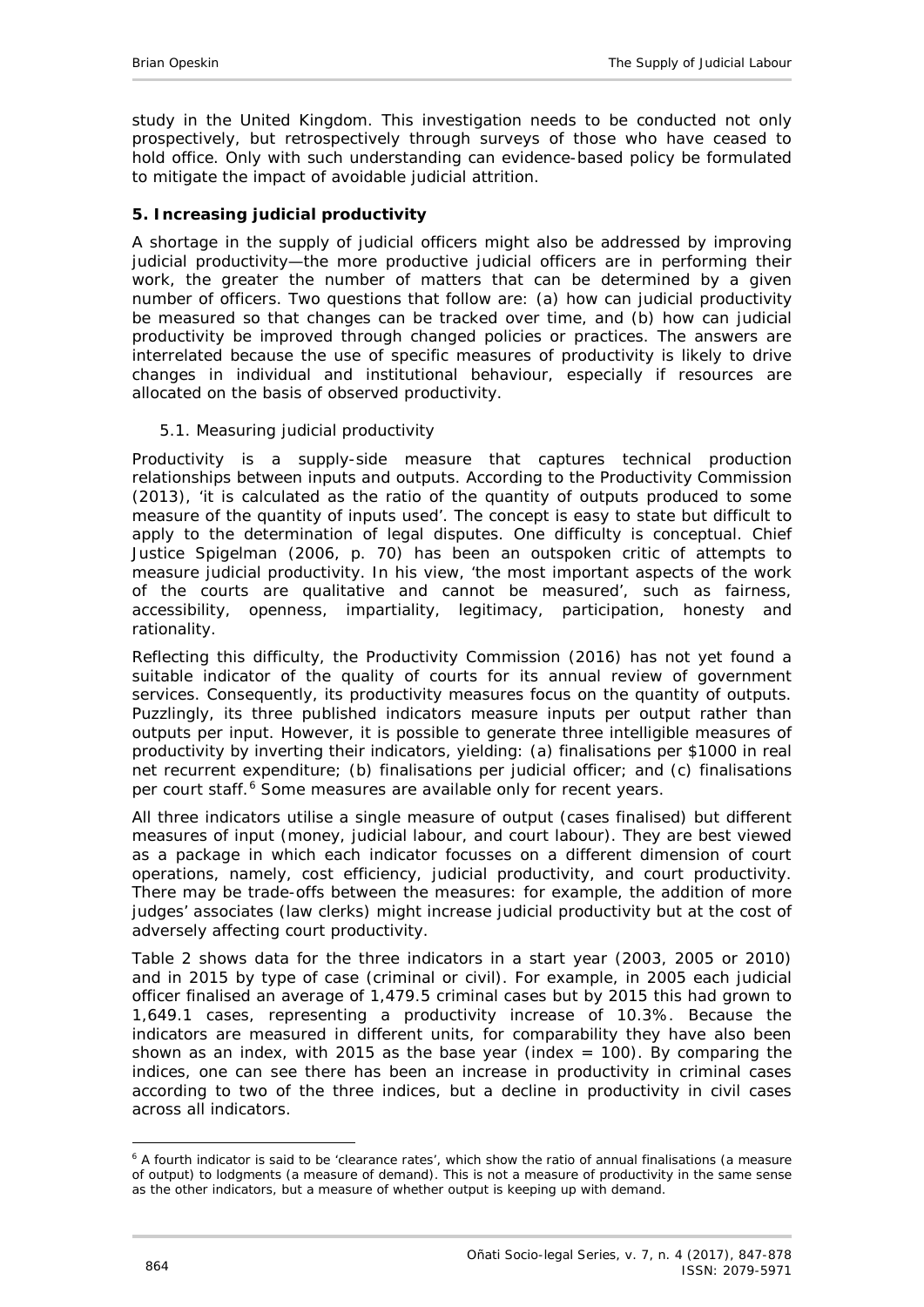study in the United Kingdom. This investigation needs to be conducted not only prospectively, but retrospectively through surveys of those who have ceased to hold office. Only with such understanding can evidence-based policy be formulated to mitigate the impact of avoidable judicial attrition.

## 5. Increasing judicial productivity

A shortage in the supply of judicial officers might also be addressed by improving judicial productivity—the more productive judicial officers are in performing their work, the greater the number of matters that can be determined by a given number of officers. Two questions that follow are: (a) how can judicial productivity be measured so that changes can be tracked over time, and (b) how can judicial productivity be improved through changed policies or practices. The answers are interrelated because the use of specific measures of productivity is likely to drive changes in individual and institutional behaviour, especially if resources are allocated on the basis of observed productivity.

### 5.1. Measuring judicial productivity

Productivity is a supply-side measure that captures technical production relationships between inputs and outputs. According to the Productivity Commission (2013), 'it is calculated as the ratio of the quantity of outputs produced to some measure of the quantity of inputs used'. The concept is easy to state but difficult to apply to the determination of legal disputes. One difficulty is conceptual. Chief Justice Spigelman (2006, p. 70) has been an outspoken critic of attempts to measure judicial productivity. In his view, 'the most important aspects of the work of the courts are qualitative and cannot be measured', such as fairness, accessibility, openness, impartiality, legitimacy, participation, honesty and rationality.

Reflecting this difficulty, the Productivity Commission (2016) has not yet found a suitable indicator of the quality of courts for its annual review of government services. Consequently, its productivity measures focus on the quantity of outputs. Puzzlingly, its three published indicators measure inputs per output rather than outputs per input. However, it is possible to generate three intelligible measures of productivity by inverting their indicators, yielding: (a) finalisations per $1000 in real net recurrent expenditure; (b) finalisations per judicial officer; and (c) finalisations per court staff.[6] Some measures are available only for recent years.

All three indicators utilise a single measure of output (cases finalised) but different measures of input (money, judicial labour, and court labour). They are best viewed as a package in which each indicator focusses on a different dimension of court operations, namely, cost efficiency, judicial productivity, and court productivity. There may be trade-offs between the measures: for example, the addition of more judges' associates (law clerks) might increase judicial productivity but at the cost of adversely affecting court productivity.

Table 2 shows data for the three indicators in a start year (2003, 2005 or 2010) and in 2015 by type of case (criminal or civil). For example, in 2005 each judicial officer finalised an average of 1,479.5 criminal cases but by 2015 this had grown to 1,649.1 cases, representing a productivity increase of 10.3%. Because the indicators are measured in different units, for comparability they have also been shown as an index, with 2015 as the base year (index = 100). By comparing the indices, one can see there has been an increase in productivity in criminal cases according to two of the three indices, but a decline in productivity in civil cases across all indicators.

[6] A fourth indicator is said to be 'clearance rates', which show the ratio of annual finalisations (a measure of output) to lodgments (a measure of demand). This is not a measure of productivity in the same sense as the other indicators, but a measure of whether output is keeping up with demand.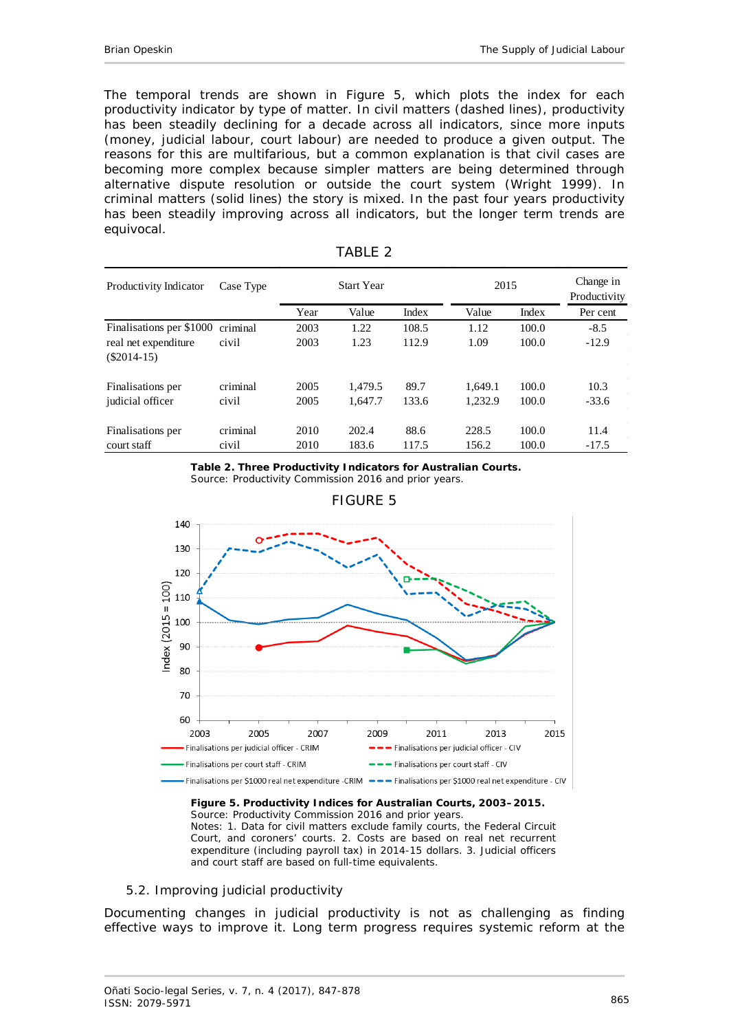The temporal trends are shown in Figure 5, which plots the index for each productivity indicator by type of matter. In civil matters (dashed lines), productivity has been steadily declining for a decade across all indicators, since more inputs (money, judicial labour, court labour) are needed to produce a given output. The reasons for this are multifarious, but a common explanation is that civil cases are becoming more complex because simpler matters are being determined through alternative dispute resolution or outside the court system (Wright 1999). In criminal matters (solid lines) the story is mixed. In the past four years productivity has been steadily improving across all indicators, but the longer term trends are equivocal.

TABLE 2

| Productivity Indicator | Case Type | Start Year | | | 2015 | | Change in Productivity |
|---|---|---|---|---|---|---|---|
| | | Year | Value | Index | Value | Index | Per cent |
| Finalisations per $1000 real net expenditure ($2014-15) | criminal | 2003 | 1.22 | 108.5 | 1.12 | 100.0 | -8.5 |
| | civil | 2003 | 1.23 | 112.9 | 1.09 | 100.0 | -12.9 |
| Finalisations per judicial officer | criminal | 2005 | 1,479.5 | 89.7 | 1,649.1 | 100.0 | 10.3 |
| | civil | 2005 | 1,647.7 | 133.6 | 1,232.9 | 100.0 | -33.6 |
| Finalisations per court staff | criminal | 2010 | 202.4 | 88.6 | 228.5 | 100.0 | 11.4 |
| | civil | 2010 | 183.6 | 117.5 | 156.2 | 100.0 | -17.5 |

**Table 2. Three Productivity Indicators for Australian Courts.**
Source: Productivity Commission 2016 and prior years.

FIGURE 5

**Figure 5. Productivity Indices for Australian Courts, 2003–2015.**
Source: Productivity Commission 2016 and prior years.
Notes: 1. Data for civil matters exclude family courts, the Federal Circuit Court, and coroners' courts. 2. Costs are based on real net recurrent expenditure (including payroll tax) in 2014-15 dollars. 3. Judicial officers and court staff are based on full-time equivalents.

### 5.2. Improving judicial productivity

Documenting changes in judicial productivity is not as challenging as finding effective ways to improve it. Long term progress requires systemic reform at the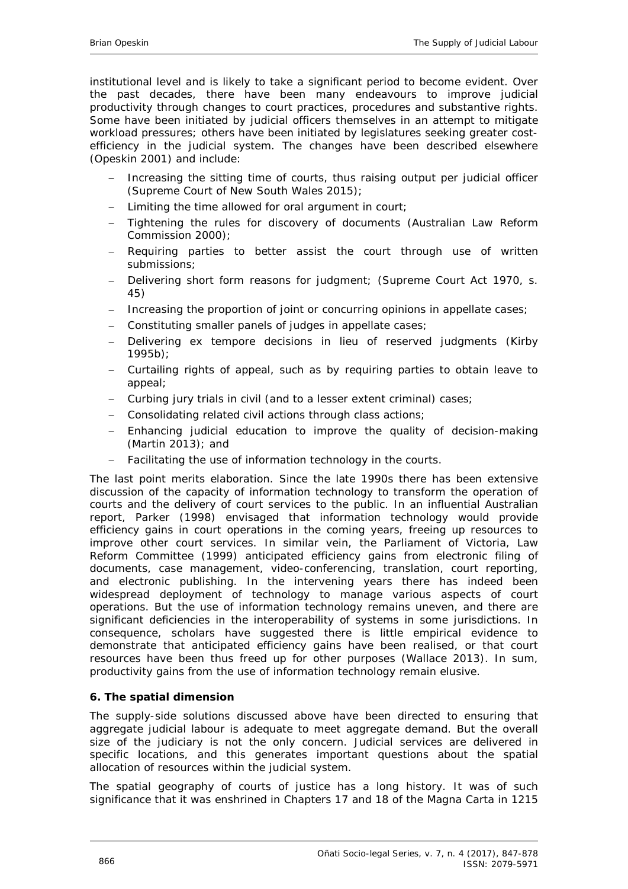institutional level and is likely to take a significant period to become evident. Over the past decades, there have been many endeavours to improve judicial productivity through changes to court practices, procedures and substantive rights. Some have been initiated by judicial officers themselves in an attempt to mitigate workload pressures; others have been initiated by legislatures seeking greater cost-efficiency in the judicial system. The changes have been described elsewhere (Opeskin 2001) and include:

- Increasing the sitting time of courts, thus raising output per judicial officer (Supreme Court of New South Wales 2015);
- Limiting the time allowed for oral argument in court;
- Tightening the rules for discovery of documents (Australian Law Reform Commission 2000);
- Requiring parties to better assist the court through use of written submissions;
- Delivering short form reasons for judgment; (Supreme Court Act 1970, s. 45)
- Increasing the proportion of joint or concurring opinions in appellate cases;
- Constituting smaller panels of judges in appellate cases;
- Delivering ex tempore decisions in lieu of reserved judgments (Kirby 1995b);
- Curtailing rights of appeal, such as by requiring parties to obtain leave to appeal;
- Curbing jury trials in civil (and to a lesser extent criminal) cases;
- Consolidating related civil actions through class actions;
- Enhancing judicial education to improve the quality of decision-making (Martin 2013); and
- Facilitating the use of information technology in the courts.

The last point merits elaboration. Since the late 1990s there has been extensive discussion of the capacity of information technology to transform the operation of courts and the delivery of court services to the public. In an influential Australian report, Parker (1998) envisaged that information technology would provide efficiency gains in court operations in the coming years, freeing up resources to improve other court services. In similar vein, the Parliament of Victoria, Law Reform Committee (1999) anticipated efficiency gains from electronic filing of documents, case management, video-conferencing, translation, court reporting, and electronic publishing. In the intervening years there has indeed been widespread deployment of technology to manage various aspects of court operations. But the use of information technology remains uneven, and there are significant deficiencies in the interoperability of systems in some jurisdictions. In consequence, scholars have suggested there is little empirical evidence to demonstrate that anticipated efficiency gains have been realised, or that court resources have been thus freed up for other purposes (Wallace 2013). In sum, productivity gains from the use of information technology remain elusive.

## 6. The spatial dimension

The supply-side solutions discussed above have been directed to ensuring that aggregate judicial labour is adequate to meet aggregate demand. But the overall size of the judiciary is not the only concern. Judicial services are delivered in specific locations, and this generates important questions about the spatial allocation of resources within the judicial system.

The spatial geography of courts of justice has a long history. It was of such significance that it was enshrined in Chapters 17 and 18 of the Magna Carta in 1215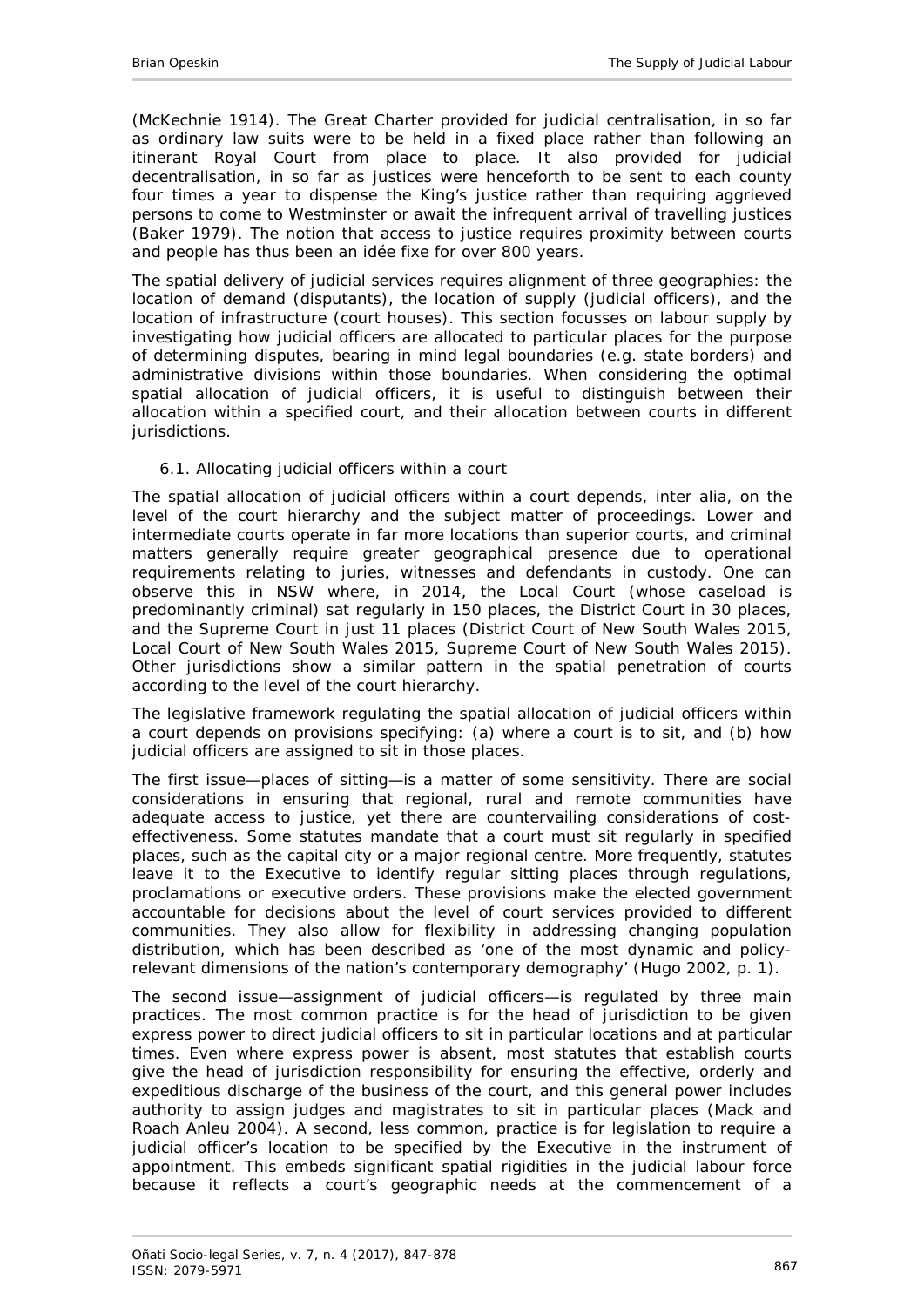(McKechnie 1914). The Great Charter provided for judicial centralisation, in so far as ordinary law suits were to be held in a fixed place rather than following an itinerant Royal Court from place to place. It also provided for judicial decentralisation, in so far as justices were henceforth to be sent to each county four times a year to dispense the King's justice rather than requiring aggrieved persons to come to Westminster or await the infrequent arrival of travelling justices (Baker 1979). The notion that access to justice requires proximity between courts and people has thus been an idée fixe for over 800 years.

The spatial delivery of judicial services requires alignment of three geographies: the location of demand (disputants), the location of supply (judicial officers), and the location of infrastructure (court houses). This section focusses on labour supply by investigating how judicial officers are allocated to particular places for the purpose of determining disputes, bearing in mind legal boundaries (e.g. state borders) and administrative divisions within those boundaries. When considering the optimal spatial allocation of judicial officers, it is useful to distinguish between their allocation within a specified court, and their allocation between courts in different jurisdictions.

### 6.1. Allocating judicial officers within a court

The spatial allocation of judicial officers within a court depends, inter alia, on the level of the court hierarchy and the subject matter of proceedings. Lower and intermediate courts operate in far more locations than superior courts, and criminal matters generally require greater geographical presence due to operational requirements relating to juries, witnesses and defendants in custody. One can observe this in NSW where, in 2014, the Local Court (whose caseload is predominantly criminal) sat regularly in 150 places, the District Court in 30 places, and the Supreme Court in just 11 places (District Court of New South Wales 2015, Local Court of New South Wales 2015, Supreme Court of New South Wales 2015). Other jurisdictions show a similar pattern in the spatial penetration of courts according to the level of the court hierarchy.

The legislative framework regulating the spatial allocation of judicial officers within a court depends on provisions specifying: (a) where a court is to sit, and (b) how judicial officers are assigned to sit in those places.

The first issue—places of sitting—is a matter of some sensitivity. There are social considerations in ensuring that regional, rural and remote communities have adequate access to justice, yet there are countervailing considerations of cost-effectiveness. Some statutes mandate that a court must sit regularly in specified places, such as the capital city or a major regional centre. More frequently, statutes leave it to the Executive to identify regular sitting places through regulations, proclamations or executive orders. These provisions make the elected government accountable for decisions about the level of court services provided to different communities. They also allow for flexibility in addressing changing population distribution, which has been described as 'one of the most dynamic and policy-relevant dimensions of the nation's contemporary demography' (Hugo 2002, p. 1).

The second issue—assignment of judicial officers—is regulated by three main practices. The most common practice is for the head of jurisdiction to be given express power to direct judicial officers to sit in particular locations and at particular times. Even where express power is absent, most statutes that establish courts give the head of jurisdiction responsibility for ensuring the effective, orderly and expeditious discharge of the business of the court, and this general power includes authority to assign judges and magistrates to sit in particular places (Mack and Roach Anleu 2004). A second, less common, practice is for legislation to require a judicial officer's location to be specified by the Executive in the instrument of appointment. This embeds significant spatial rigidities in the judicial labour force because it reflects a court's geographic needs at the commencement of a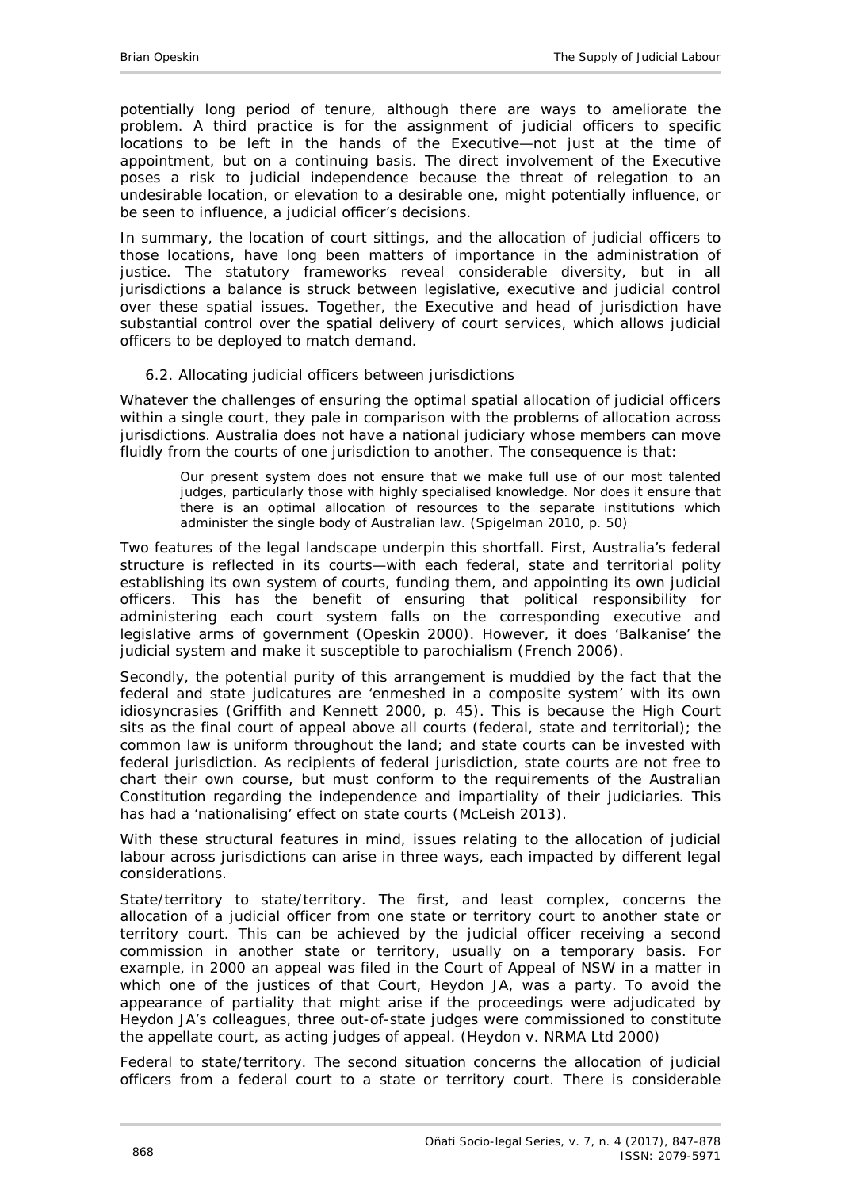potentially long period of tenure, although there are ways to ameliorate the problem. A third practice is for the assignment of judicial officers to specific locations to be left in the hands of the Executive—not just at the time of appointment, but on a continuing basis. The direct involvement of the Executive poses a risk to judicial independence because the threat of relegation to an undesirable location, or elevation to a desirable one, might potentially influence, or be seen to influence, a judicial officer's decisions.

In summary, the location of court sittings, and the allocation of judicial officers to those locations, have long been matters of importance in the administration of justice. The statutory frameworks reveal considerable diversity, but in all jurisdictions a balance is struck between legislative, executive and judicial control over these spatial issues. Together, the Executive and head of jurisdiction have substantial control over the spatial delivery of court services, which allows judicial officers to be deployed to match demand.

### 6.2. Allocating judicial officers between jurisdictions

Whatever the challenges of ensuring the optimal spatial allocation of judicial officers within a single court, they pale in comparison with the problems of allocation across jurisdictions. Australia does not have a national judiciary whose members can move fluidly from the courts of one jurisdiction to another. The consequence is that:

> Our present system does not ensure that we make full use of our most talented judges, particularly those with highly specialised knowledge. Nor does it ensure that there is an optimal allocation of resources to the separate institutions which administer the single body of Australian law. (Spigelman 2010, p. 50)

Two features of the legal landscape underpin this shortfall. First, Australia's federal structure is reflected in its courts—with each federal, state and territorial polity establishing its own system of courts, funding them, and appointing its own judicial officers. This has the benefit of ensuring that political responsibility for administering each court system falls on the corresponding executive and legislative arms of government (Opeskin 2000). However, it does 'Balkanise' the judicial system and make it susceptible to parochialism (French 2006).

Secondly, the potential purity of this arrangement is muddied by the fact that the federal and state judicatures are 'enmeshed in a composite system' with its own idiosyncrasies (Griffith and Kennett 2000, p. 45). This is because the High Court sits as the final court of appeal above all courts (federal, state and territorial); the common law is uniform throughout the land; and state courts can be invested with federal jurisdiction. As recipients of federal jurisdiction, state courts are not free to chart their own course, but must conform to the requirements of the Australian Constitution regarding the independence and impartiality of their judiciaries. This has had a 'nationalising' effect on state courts (McLeish 2013).

With these structural features in mind, issues relating to the allocation of judicial labour across jurisdictions can arise in three ways, each impacted by different legal considerations.

*State/territory to state/territory*. The first, and least complex, concerns the allocation of a judicial officer from one state or territory court to another state or territory court. This can be achieved by the judicial officer receiving a second commission in another state or territory, usually on a temporary basis. For example, in 2000 an appeal was filed in the Court of Appeal of NSW in a matter in which one of the justices of that Court, Heydon JA, was a party. To avoid the appearance of partiality that might arise if the proceedings were adjudicated by Heydon JA's colleagues, three out-of-state judges were commissioned to constitute the appellate court, as acting judges of appeal. (*Heydon v. NRMA Ltd* 2000)

*Federal to state/territory*. The second situation concerns the allocation of judicial officers from a federal court to a state or territory court. There is considerable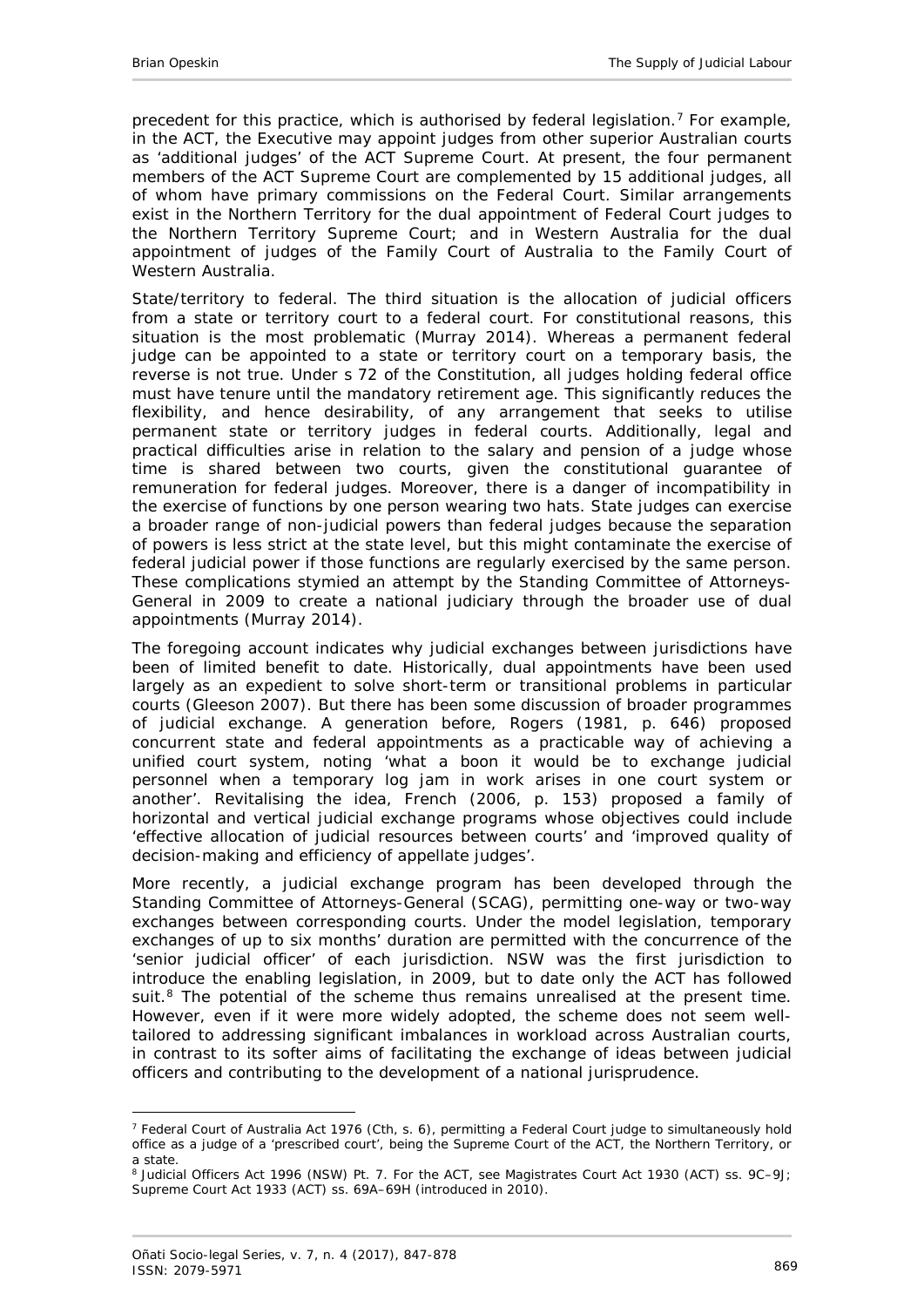precedent for this practice, which is authorised by federal legislation.[7] For example, in the ACT, the Executive may appoint judges from other superior Australian courts as 'additional judges' of the ACT Supreme Court. At present, the four permanent members of the ACT Supreme Court are complemented by 15 additional judges, all of whom have primary commissions on the Federal Court. Similar arrangements exist in the Northern Territory for the dual appointment of Federal Court judges to the Northern Territory Supreme Court; and in Western Australia for the dual appointment of judges of the Family Court of Australia to the Family Court of Western Australia.

*State/territory to federal.* The third situation is the allocation of judicial officers from a state or territory court to a federal court. For constitutional reasons, this situation is the most problematic (Murray 2014). Whereas a permanent federal judge can be appointed to a state or territory court on a temporary basis, the reverse is not true. Under s 72 of the Constitution, all judges holding federal office must have tenure until the mandatory retirement age. This significantly reduces the flexibility, and hence desirability, of any arrangement that seeks to utilise permanent state or territory judges in federal courts. Additionally, legal and practical difficulties arise in relation to the salary and pension of a judge whose time is shared between two courts, given the constitutional guarantee of remuneration for federal judges. Moreover, there is a danger of incompatibility in the exercise of functions by one person wearing two hats. State judges can exercise a broader range of non-judicial powers than federal judges because the separation of powers is less strict at the state level, but this might contaminate the exercise of federal judicial power if those functions are regularly exercised by the same person. These complications stymied an attempt by the Standing Committee of Attorneys-General in 2009 to create a national judiciary through the broader use of dual appointments (Murray 2014).

The foregoing account indicates why judicial exchanges between jurisdictions have been of limited benefit to date. Historically, dual appointments have been used largely as an expedient to solve short-term or transitional problems in particular courts (Gleeson 2007). But there has been some discussion of broader programmes of judicial exchange. A generation before, Rogers (1981, p. 646) proposed concurrent state and federal appointments as a practicable way of achieving a unified court system, noting 'what a boon it would be to exchange judicial personnel when a temporary log jam in work arises in one court system or another'. Revitalising the idea, French (2006, p. 153) proposed a family of horizontal and vertical judicial exchange programs whose objectives could include 'effective allocation of judicial resources between courts' and 'improved quality of decision-making and efficiency of appellate judges'.

More recently, a judicial exchange program has been developed through the Standing Committee of Attorneys-General (SCAG), permitting one-way or two-way exchanges between corresponding courts. Under the model legislation, temporary exchanges of up to six months' duration are permitted with the concurrence of the 'senior judicial officer' of each jurisdiction. NSW was the first jurisdiction to introduce the enabling legislation, in 2009, but to date only the ACT has followed suit.[8] The potential of the scheme thus remains unrealised at the present time. However, even if it were more widely adopted, the scheme does not seem well-tailored to addressing significant imbalances in workload across Australian courts, in contrast to its softer aims of facilitating the exchange of ideas between judicial officers and contributing to the development of a national jurisprudence.

---

[7] *Federal Court of Australia Act 1976* (Cth, s. 6), permitting a Federal Court judge to simultaneously hold office as a judge of a 'prescribed court', being the Supreme Court of the ACT, the Northern Territory, or a state.

[8] *Judicial Officers Act 1996* (NSW) Pt. 7. For the ACT, see *Magistrates Court Act 1930* (ACT) ss. 9C–9J; *Supreme Court Act 1933* (ACT) ss. 69A–69H (introduced in 2010).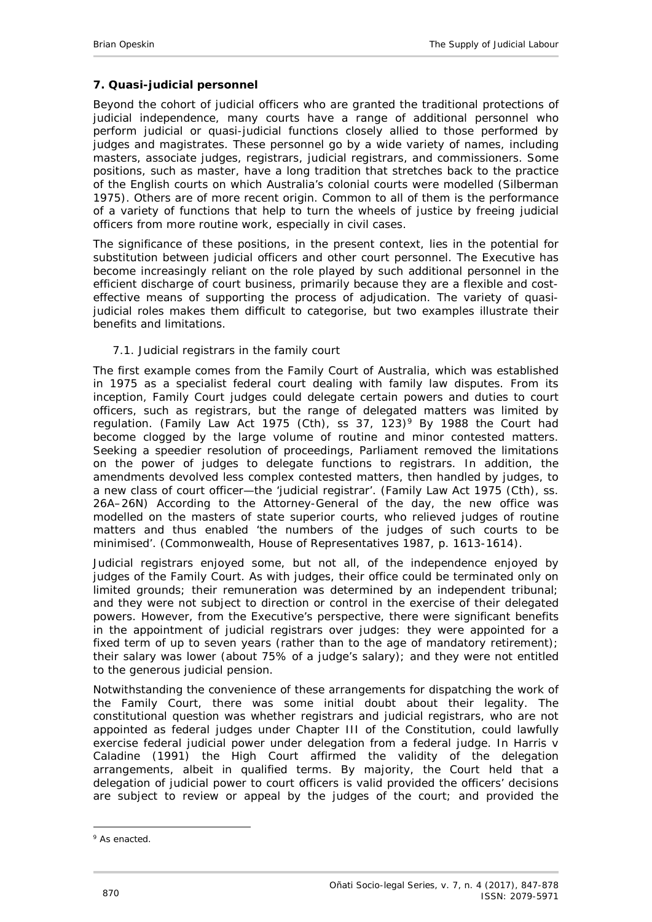## 7. Quasi-judicial personnel

Beyond the cohort of judicial officers who are granted the traditional protections of judicial independence, many courts have a range of additional personnel who perform judicial or quasi-judicial functions closely allied to those performed by judges and magistrates. These personnel go by a wide variety of names, including masters, associate judges, registrars, judicial registrars, and commissioners. Some positions, such as master, have a long tradition that stretches back to the practice of the English courts on which Australia's colonial courts were modelled (Silberman 1975). Others are of more recent origin. Common to all of them is the performance of a variety of functions that help to turn the wheels of justice by freeing judicial officers from more routine work, especially in civil cases.

The significance of these positions, in the present context, lies in the potential for substitution between judicial officers and other court personnel. The Executive has become increasingly reliant on the role played by such additional personnel in the efficient discharge of court business, primarily because they are a flexible and cost-effective means of supporting the process of adjudication. The variety of quasi-judicial roles makes them difficult to categorise, but two examples illustrate their benefits and limitations.

### 7.1. Judicial registrars in the family court

The first example comes from the Family Court of Australia, which was established in 1975 as a specialist federal court dealing with family law disputes. From its inception, Family Court judges could delegate certain powers and duties to court officers, such as registrars, but the range of delegated matters was limited by regulation. (*Family Law Act 1975* (Cth), ss 37, 123)[9] By 1988 the Court had become clogged by the large volume of routine and minor contested matters. Seeking a speedier resolution of proceedings, Parliament removed the limitations on the power of judges to delegate functions to registrars. In addition, the amendments devolved less complex contested matters, then handled by judges, to a new class of court officer—the 'judicial registrar'. (*Family Law Act 1975* (Cth), ss. 26A–26N) According to the Attorney-General of the day, the new office was modelled on the masters of state superior courts, who relieved judges of routine matters and thus enabled 'the numbers of the judges of such courts to be minimised'. (Commonwealth, House of Representatives 1987, p. 1613-1614).

Judicial registrars enjoyed some, but not all, of the independence enjoyed by judges of the Family Court. As with judges, their office could be terminated only on limited grounds; their remuneration was determined by an independent tribunal; and they were not subject to direction or control in the exercise of their delegated powers. However, from the Executive's perspective, there were significant benefits in the appointment of judicial registrars over judges: they were appointed for a fixed term of up to seven years (rather than to the age of mandatory retirement); their salary was lower (about 75% of a judge's salary); and they were not entitled to the generous judicial pension.

Notwithstanding the convenience of these arrangements for dispatching the work of the Family Court, there was some initial doubt about their legality. The constitutional question was whether registrars and judicial registrars, who are not appointed as federal judges under Chapter III of the Constitution, could lawfully exercise federal judicial power under delegation from a federal judge. In *Harris v Caladine* (1991) the High Court affirmed the validity of the delegation arrangements, albeit in qualified terms. By majority, the Court held that a delegation of judicial power to court officers is valid provided the officers' decisions are subject to review or appeal by the judges of the court; and provided the

[9] As enacted.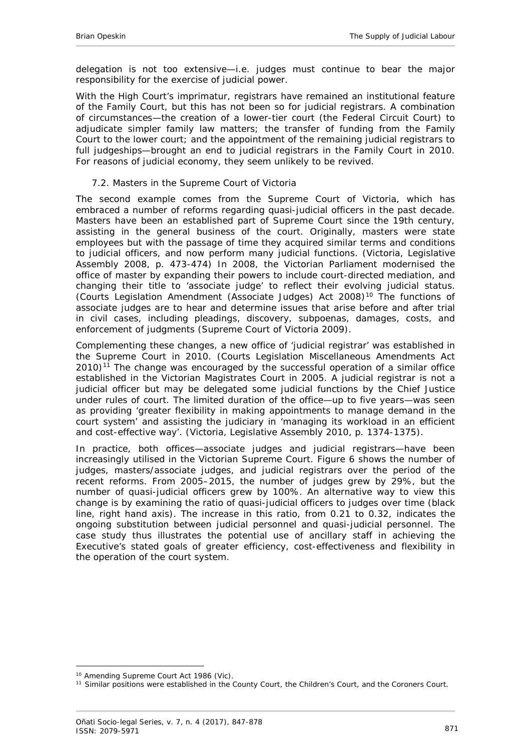delegation is not too extensive—i.e. judges must continue to bear the major responsibility for the exercise of judicial power.

With the High Court's imprimatur, registrars have remained an institutional feature of the Family Court, but this has not been so for judicial registrars. A combination of circumstances—the creation of a lower-tier court (the Federal Circuit Court) to adjudicate simpler family law matters; the transfer of funding from the Family Court to the lower court; and the appointment of the remaining judicial registrars to full judgeships—brought an end to judicial registrars in the Family Court in 2010. For reasons of judicial economy, they seem unlikely to be revived.

### 7.2. Masters in the Supreme Court of Victoria

The second example comes from the Supreme Court of Victoria, which has embraced a number of reforms regarding quasi-judicial officers in the past decade. Masters have been an established part of Supreme Court since the 19th century, assisting in the general business of the court. Originally, masters were state employees but with the passage of time they acquired similar terms and conditions to judicial officers, and now perform many judicial functions. (Victoria, Legislative Assembly 2008, p. 473-474) In 2008, the Victorian Parliament modernised the office of master by expanding their powers to include court-directed mediation, and changing their title to 'associate judge' to reflect their evolving judicial status. (Courts Legislation Amendment (Associate Judges) Act 2008)[10] The functions of associate judges are to hear and determine issues that arise before and after trial in civil cases, including pleadings, discovery, subpoenas, damages, costs, and enforcement of judgments (Supreme Court of Victoria 2009).

Complementing these changes, a new office of 'judicial registrar' was established in the Supreme Court in 2010. (Courts Legislation Miscellaneous Amendments Act 2010)[11] The change was encouraged by the successful operation of a similar office established in the Victorian Magistrates Court in 2005. A judicial registrar is not a judicial officer but may be delegated some judicial functions by the Chief Justice under rules of court. The limited duration of the office—up to five years—was seen as providing 'greater flexibility in making appointments to manage demand in the court system' and assisting the judiciary in 'managing its workload in an efficient and cost-effective way'. (Victoria, Legislative Assembly 2010, p. 1374-1375).

In practice, both offices—associate judges and judicial registrars—have been increasingly utilised in the Victorian Supreme Court. Figure 6 shows the number of judges, masters/associate judges, and judicial registrars over the period of the recent reforms. From 2005–2015, the number of judges grew by 29%, but the number of quasi-judicial officers grew by 100%. An alternative way to view this change is by examining the ratio of quasi-judicial officers to judges over time (black line, right hand axis). The increase in this ratio, from 0.21 to 0.32, indicates the ongoing substitution between judicial personnel and quasi-judicial personnel. The case study thus illustrates the potential use of ancillary staff in achieving the Executive's stated goals of greater efficiency, cost-effectiveness and flexibility in the operation of the court system.

[10] Amending Supreme Court Act 1986 (Vic).

[11] Similar positions were established in the County Court, the Children's Court, and the Coroners Court.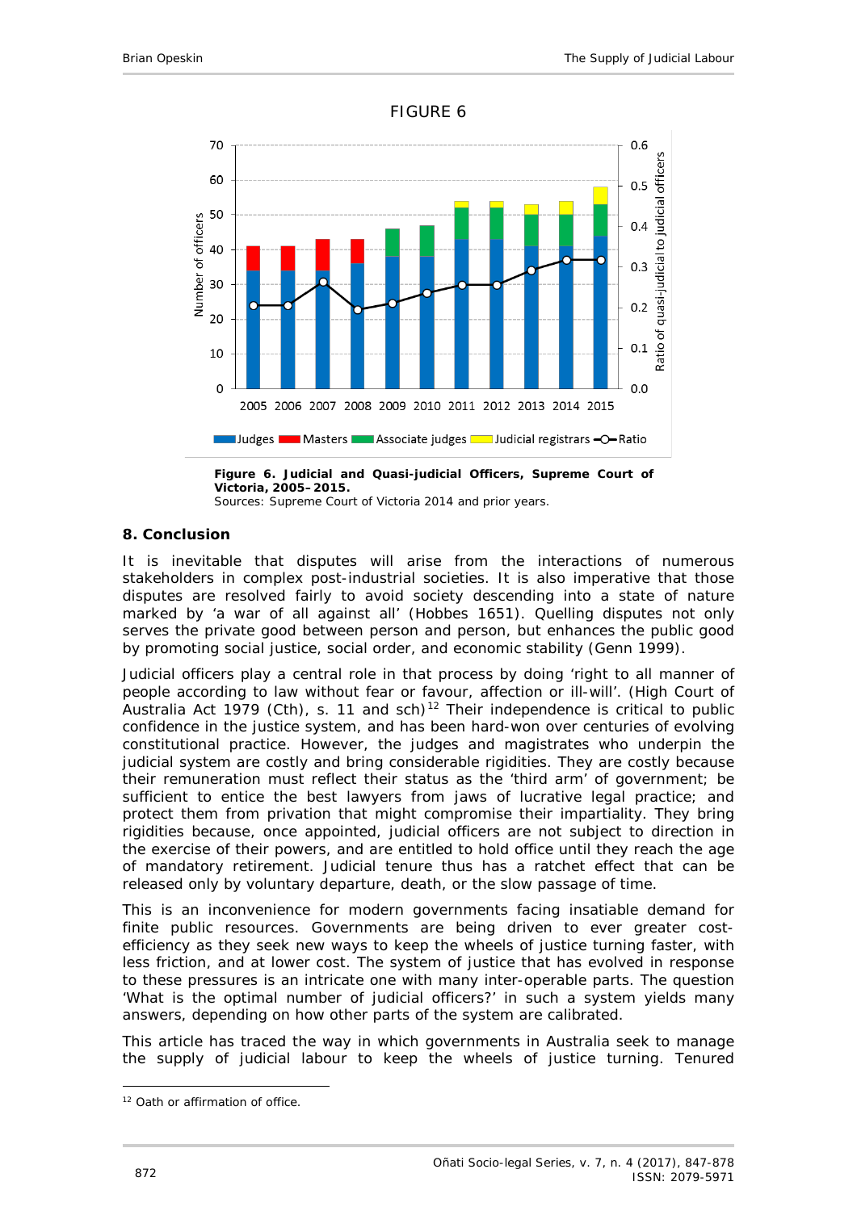FIGURE 6

**Figure 6. Judicial and Quasi-judicial Officers, Supreme Court of Victoria, 2005–2015.**
Sources: Supreme Court of Victoria 2014 and prior years.

## 8. Conclusion

It is inevitable that disputes will arise from the interactions of numerous stakeholders in complex post-industrial societies. It is also imperative that those disputes are resolved fairly to avoid society descending into a state of nature marked by 'a war of all against all' (Hobbes 1651). Quelling disputes not only serves the private good between person and person, but enhances the public good by promoting social justice, social order, and economic stability (Genn 1999).

Judicial officers play a central role in that process by doing 'right to all manner of people according to law without fear or favour, affection or ill-will'. (High Court of Australia Act 1979 (Cth), s. 11 and sch)[12] Their independence is critical to public confidence in the justice system, and has been hard-won over centuries of evolving constitutional practice. However, the judges and magistrates who underpin the judicial system are costly and bring considerable rigidities. They are costly because their remuneration must reflect their status as the 'third arm' of government; be sufficient to entice the best lawyers from jaws of lucrative legal practice; and protect them from privation that might compromise their impartiality. They bring rigidities because, once appointed, judicial officers are not subject to direction in the exercise of their powers, and are entitled to hold office until they reach the age of mandatory retirement. Judicial tenure thus has a ratchet effect that can be released only by voluntary departure, death, or the slow passage of time.

This is an inconvenience for modern governments facing insatiable demand for finite public resources. Governments are being driven to ever greater cost-efficiency as they seek new ways to keep the wheels of justice turning faster, with less friction, and at lower cost. The system of justice that has evolved in response to these pressures is an intricate one with many inter-operable parts. The question 'What is the optimal number of judicial officers?' in such a system yields many answers, depending on how other parts of the system are calibrated.

This article has traced the way in which governments in Australia seek to manage the supply of judicial labour to keep the wheels of justice turning. Tenured

[12] Oath or affirmation of office.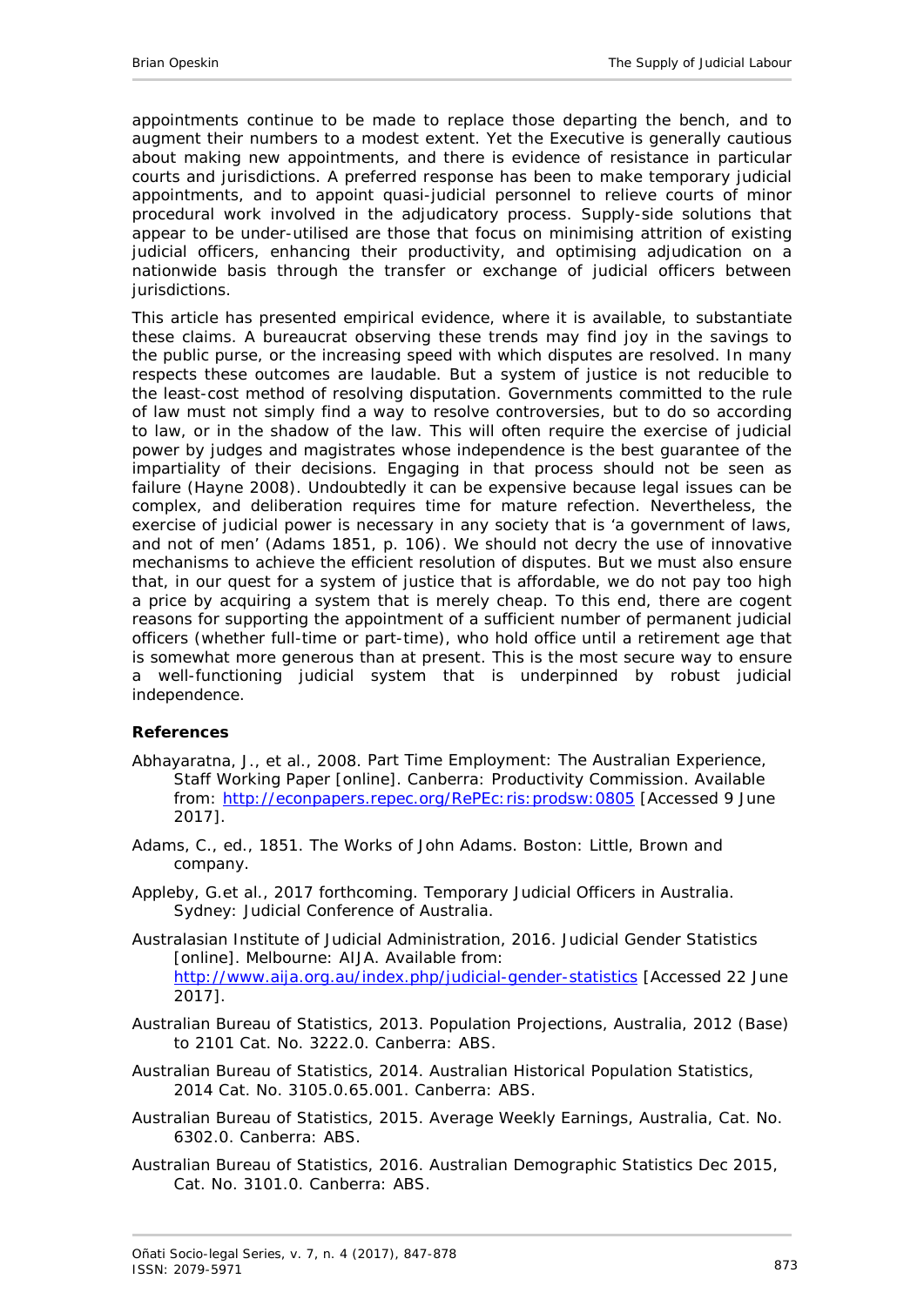appointments continue to be made to replace those departing the bench, and to augment their numbers to a modest extent. Yet the Executive is generally cautious about making new appointments, and there is evidence of resistance in particular courts and jurisdictions. A preferred response has been to make temporary judicial appointments, and to appoint quasi-judicial personnel to relieve courts of minor procedural work involved in the adjudicatory process. Supply-side solutions that appear to be under-utilised are those that focus on minimising attrition of existing judicial officers, enhancing their productivity, and optimising adjudication on a nationwide basis through the transfer or exchange of judicial officers between jurisdictions.

This article has presented empirical evidence, where it is available, to substantiate these claims. A bureaucrat observing these trends may find joy in the savings to the public purse, or the increasing speed with which disputes are resolved. In many respects these outcomes are laudable. But a system of justice is not reducible to the least-cost method of resolving disputation. Governments committed to the rule of law must not simply find a way to resolve controversies, but to do so according to law, or in the shadow of the law. This will often require the exercise of judicial power by judges and magistrates whose independence is the best guarantee of the impartiality of their decisions. Engaging in that process should not be seen as failure (Hayne 2008). Undoubtedly it can be expensive because legal issues can be complex, and deliberation requires time for mature refection. Nevertheless, the exercise of judicial power is necessary in any society that is 'a government of laws, and not of men' (Adams 1851, p. 106). We should not decry the use of innovative mechanisms to achieve the efficient resolution of disputes. But we must also ensure that, in our quest for a system of justice that is affordable, we do not pay too high a price by acquiring a system that is merely cheap. To this end, there are cogent reasons for supporting the appointment of a sufficient number of permanent judicial officers (whether full-time or part-time), who hold office until a retirement age that is somewhat more generous than at present. This is the most secure way to ensure a well-functioning judicial system that is underpinned by robust judicial independence.

### References

Abhayaratna, J., et al., 2008. Part Time Employment: The Australian Experience, Staff Working Paper [online]. Canberra: Productivity Commission. Available from: http://econpapers.repec.org/RePEc:ris:prodsw:0805 [Accessed 9 June 2017].

Adams, C., ed., 1851. The Works of John Adams. Boston: Little, Brown and company.

Appleby, G.et al., 2017 forthcoming. Temporary Judicial Officers in Australia. Sydney: Judicial Conference of Australia.

Australasian Institute of Judicial Administration, 2016. Judicial Gender Statistics [online]. Melbourne: AIJA. Available from: http://www.aija.org.au/index.php/judicial-gender-statistics [Accessed 22 June 2017].

Australian Bureau of Statistics, 2013. Population Projections, Australia, 2012 (Base) to 2101 Cat. No. 3222.0. Canberra: ABS.

Australian Bureau of Statistics, 2014. Australian Historical Population Statistics, 2014 Cat. No. 3105.0.65.001. Canberra: ABS.

Australian Bureau of Statistics, 2015. Average Weekly Earnings, Australia, Cat. No. 6302.0. Canberra: ABS.

Australian Bureau of Statistics, 2016. Australian Demographic Statistics Dec 2015, Cat. No. 3101.0. Canberra: ABS.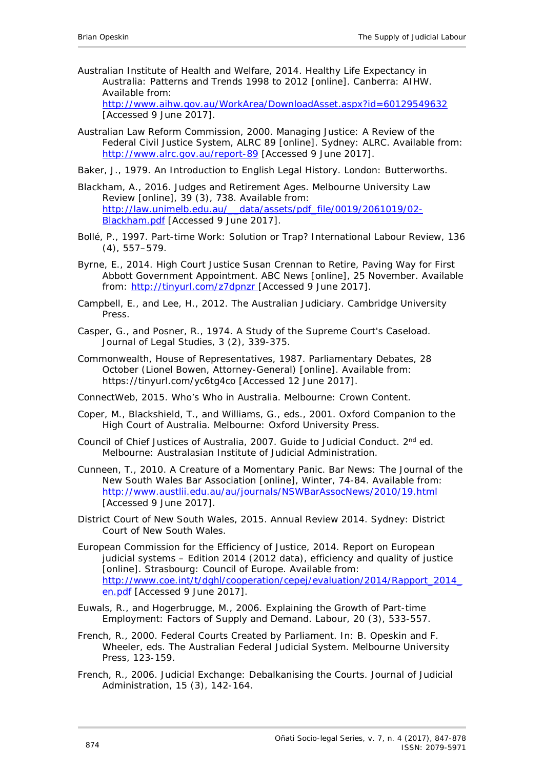Australian Institute of Health and Welfare, 2014. Healthy Life Expectancy in Australia: Patterns and Trends 1998 to 2012 [online]. Canberra: AIHW. Available from: http://www.aihw.gov.au/WorkArea/DownloadAsset.aspx?id=60129549632 [Accessed 9 June 2017].

Australian Law Reform Commission, 2000. Managing Justice: A Review of the Federal Civil Justice System, ALRC 89 [online]. Sydney: ALRC. Available from: http://www.alrc.gov.au/report-89 [Accessed 9 June 2017].

Baker, J., 1979. An Introduction to English Legal History. London: Butterworths.

Blackham, A., 2016. Judges and Retirement Ages. Melbourne University Law Review [online], 39 (3), 738. Available from: http://law.unimelb.edu.au/__data/assets/pdf_file/0019/2061019/02-Blackham.pdf [Accessed 9 June 2017].

Bollé, P., 1997. Part-time Work: Solution or Trap? International Labour Review, 136 (4), 557–579.

Byrne, E., 2014. High Court Justice Susan Crennan to Retire, Paving Way for First Abbott Government Appointment. ABC News [online], 25 November. Available from: http://tinyurl.com/z7dpnzr [Accessed 9 June 2017].

Campbell, E., and Lee, H., 2012. The Australian Judiciary. Cambridge University Press.

Casper, G., and Posner, R., 1974. A Study of the Supreme Court's Caseload. Journal of Legal Studies, 3 (2), 339-375.

Commonwealth, House of Representatives, 1987. Parliamentary Debates, 28 October (Lionel Bowen, Attorney-General) [online]. Available from: https://tinyurl.com/yc6tg4co [Accessed 12 June 2017].

ConnectWeb, 2015. Who's Who in Australia. Melbourne: Crown Content.

Coper, M., Blackshield, T., and Williams, G., eds., 2001. Oxford Companion to the High Court of Australia. Melbourne: Oxford University Press.

Council of Chief Justices of Australia, 2007. Guide to Judicial Conduct. 2nd ed. Melbourne: Australasian Institute of Judicial Administration.

Cunneen, T., 2010. A Creature of a Momentary Panic. Bar News: The Journal of the New South Wales Bar Association [online], Winter, 74-84. Available from: http://www.austlii.edu.au/au/journals/NSWBarAssocNews/2010/19.html [Accessed 9 June 2017].

District Court of New South Wales, 2015. Annual Review 2014. Sydney: District Court of New South Wales.

European Commission for the Efficiency of Justice, 2014. Report on European judicial systems – Edition 2014 (2012 data), efficiency and quality of justice [online]. Strasbourg: Council of Europe. Available from: http://www.coe.int/t/dghl/cooperation/cepej/evaluation/2014/Rapport_2014_en.pdf [Accessed 9 June 2017].

Euwals, R., and Hogerbrugge, M., 2006. Explaining the Growth of Part-time Employment: Factors of Supply and Demand. Labour, 20 (3), 533-557.

French, R., 2000. Federal Courts Created by Parliament. In: B. Opeskin and F. Wheeler, eds. The Australian Federal Judicial System. Melbourne University Press, 123-159.

French, R., 2006. Judicial Exchange: Debalkanising the Courts. Journal of Judicial Administration, 15 (3), 142-164.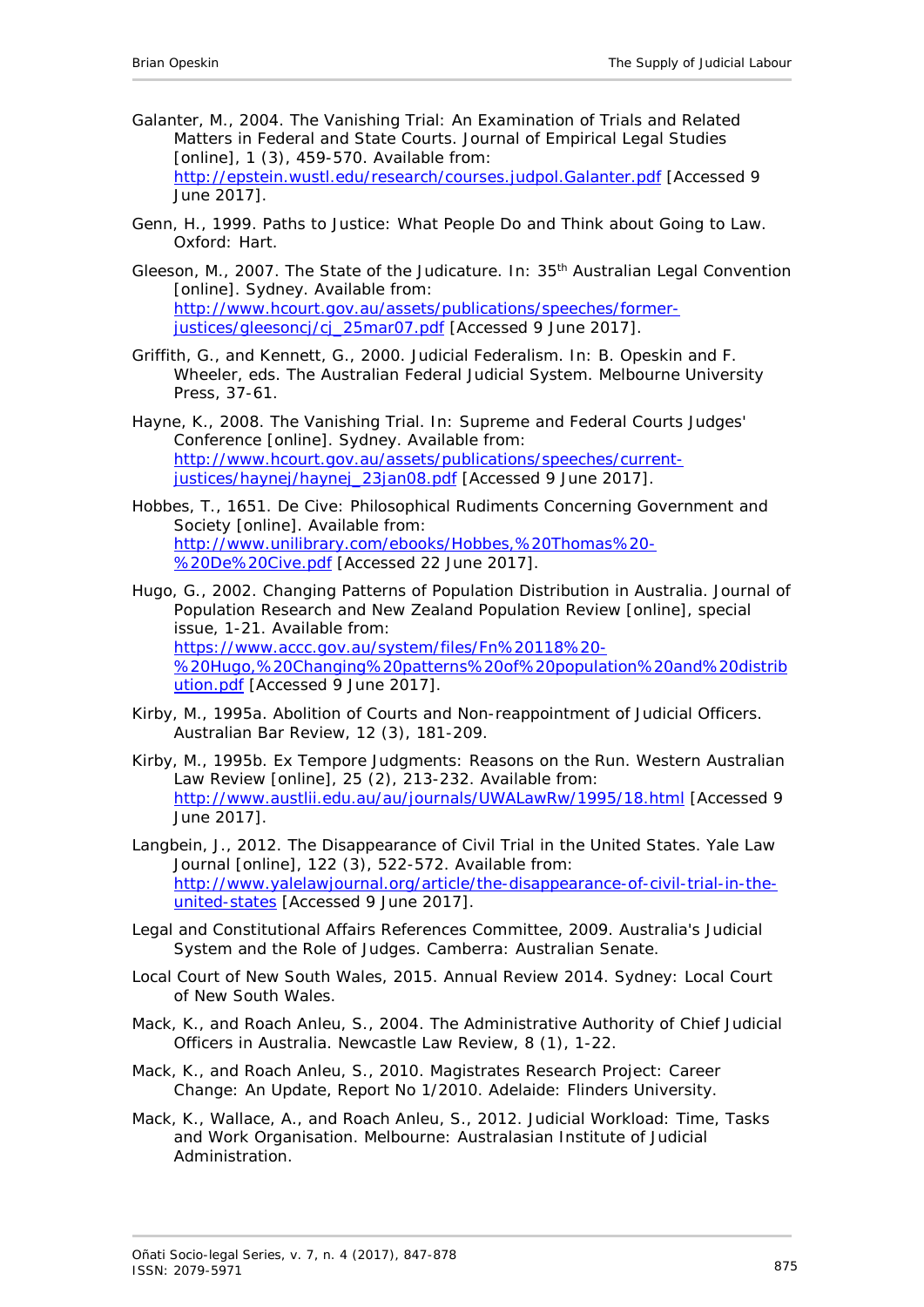Galanter, M., 2004. The Vanishing Trial: An Examination of Trials and Related Matters in Federal and State Courts. *Journal of Empirical Legal Studies* [online], 1 (3), 459-570. Available from: http://epstein.wustl.edu/research/courses.judpol.Galanter.pdf [Accessed 9 June 2017].

Genn, H., 1999. *Paths to Justice: What People Do and Think about Going to Law*. Oxford: Hart.

Gleeson, M., 2007. The State of the Judicature. *In: 35th Australian Legal Convention* [online]. Sydney. Available from: http://www.hcourt.gov.au/assets/publications/speeches/former-justices/gleesoncj/cj_25mar07.pdf [Accessed 9 June 2017].

Griffith, G., and Kennett, G., 2000. Judicial Federalism. *In*: B. Opeskin and F. Wheeler, eds. *The Australian Federal Judicial System*. Melbourne University Press, 37-61.

Hayne, K., 2008. The Vanishing Trial. *In: Supreme and Federal Courts Judges' Conference* [online]. Sydney. Available from: http://www.hcourt.gov.au/assets/publications/speeches/current-justices/haynej/haynej_23jan08.pdf [Accessed 9 June 2017].

Hobbes, T., 1651. *De Cive: Philosophical Rudiments Concerning Government and Society* [online]. Available from: http://www.unilibrary.com/ebooks/Hobbes,%20Thomas%20-%20De%20Cive.pdf [Accessed 22 June 2017].

Hugo, G., 2002. Changing Patterns of Population Distribution in Australia. *Journal of Population Research and New Zealand Population Review* [online], special issue, 1-21. Available from: https://www.accc.gov.au/system/files/Fn%20118%20-%20Hugo,%20Changing%20patterns%20of%20population%20and%20distribution.pdf [Accessed 9 June 2017].

Kirby, M., 1995a. Abolition of Courts and Non-reappointment of Judicial Officers. *Australian Bar Review*, 12 (3), 181-209.

Kirby, M., 1995b. Ex Tempore Judgments: Reasons on the Run. *Western Australian Law Review* [online], 25 (2), 213-232. Available from: http://www.austlii.edu.au/au/journals/UWALawRw/1995/18.html [Accessed 9 June 2017].

Langbein, J., 2012. The Disappearance of Civil Trial in the United States. *Yale Law Journal* [online], 122 (3), 522-572. Available from: http://www.yalelawjournal.org/article/the-disappearance-of-civil-trial-in-the-united-states [Accessed 9 June 2017].

Legal and Constitutional Affairs References Committee, 2009. *Australia's Judicial System and the Role of Judges*. Camberra: Australian Senate.

Local Court of New South Wales, 2015. *Annual Review 2014*. Sydney: Local Court of New South Wales.

Mack, K., and Roach Anleu, S., 2004. The Administrative Authority of Chief Judicial Officers in Australia. *Newcastle Law Review*, 8 (1), 1-22.

Mack, K., and Roach Anleu, S., 2010. *Magistrates Research Project: Career Change: An Update*, Report No 1/2010. Adelaide: Flinders University.

Mack, K., Wallace, A., and Roach Anleu, S., 2012. *Judicial Workload: Time, Tasks and Work Organisation*. Melbourne: Australasian Institute of Judicial Administration.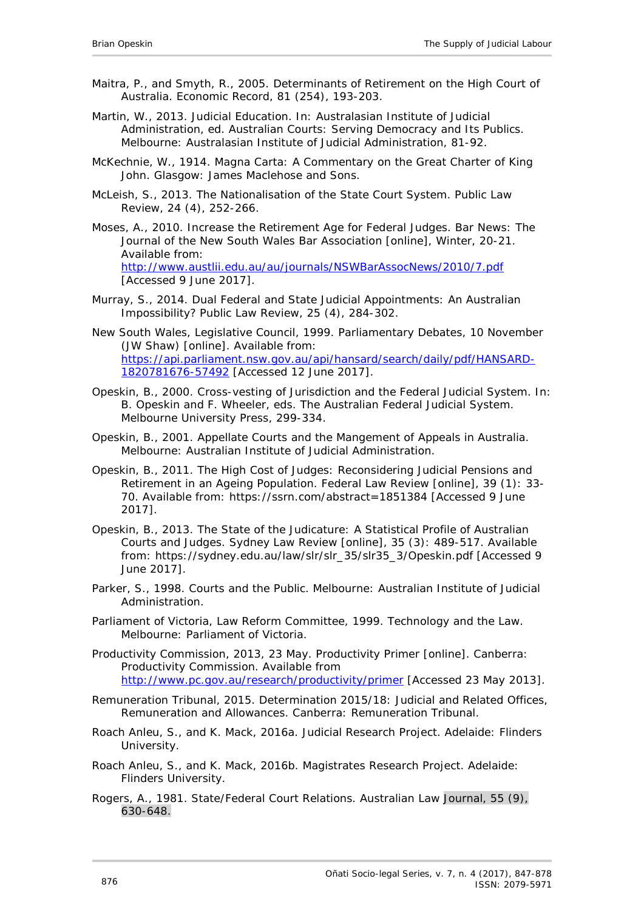Maitra, P., and Smyth, R., 2005. Determinants of Retirement on the High Court of Australia. Economic Record, 81 (254), 193-203.

Martin, W., 2013. Judicial Education. In: Australasian Institute of Judicial Administration, ed. Australian Courts: Serving Democracy and Its Publics. Melbourne: Australasian Institute of Judicial Administration, 81-92.

McKechnie, W., 1914. Magna Carta: A Commentary on the Great Charter of King John. Glasgow: James Maclehose and Sons.

McLeish, S., 2013. The Nationalisation of the State Court System. Public Law Review, 24 (4), 252-266.

Moses, A., 2010. Increase the Retirement Age for Federal Judges. Bar News: The Journal of the New South Wales Bar Association [online], Winter, 20-21. Available from: http://www.austlii.edu.au/au/journals/NSWBarAssocNews/2010/7.pdf [Accessed 9 June 2017].

Murray, S., 2014. Dual Federal and State Judicial Appointments: An Australian Impossibility? Public Law Review, 25 (4), 284-302.

New South Wales, Legislative Council, 1999. Parliamentary Debates, 10 November (JW Shaw) [online]. Available from: https://api.parliament.nsw.gov.au/api/hansard/search/daily/pdf/HANSARD-1820781676-57492 [Accessed 12 June 2017].

Opeskin, B., 2000. Cross-vesting of Jurisdiction and the Federal Judicial System. In: B. Opeskin and F. Wheeler, eds. The Australian Federal Judicial System. Melbourne University Press, 299-334.

Opeskin, B., 2001. Appellate Courts and the Mangement of Appeals in Australia. Melbourne: Australian Institute of Judicial Administration.

Opeskin, B., 2011. The High Cost of Judges: Reconsidering Judicial Pensions and Retirement in an Ageing Population. Federal Law Review [online], 39 (1): 33-70. Available from: https://ssrn.com/abstract=1851384 [Accessed 9 June 2017].

Opeskin, B., 2013. The State of the Judicature: A Statistical Profile of Australian Courts and Judges. Sydney Law Review [online], 35 (3): 489-517. Available from: https://sydney.edu.au/law/slr/slr_35/slr35_3/Opeskin.pdf [Accessed 9 June 2017].

Parker, S., 1998. Courts and the Public. Melbourne: Australian Institute of Judicial Administration.

Parliament of Victoria, Law Reform Committee, 1999. Technology and the Law. Melbourne: Parliament of Victoria.

Productivity Commission, 2013, 23 May. Productivity Primer [online]. Canberra: Productivity Commission. Available from http://www.pc.gov.au/research/productivity/primer [Accessed 23 May 2013].

Remuneration Tribunal, 2015. Determination 2015/18: Judicial and Related Offices, Remuneration and Allowances. Canberra: Remuneration Tribunal.

Roach Anleu, S., and K. Mack, 2016a. Judicial Research Project. Adelaide: Flinders University.

Roach Anleu, S., and K. Mack, 2016b. Magistrates Research Project. Adelaide: Flinders University.

Rogers, A., 1981. State/Federal Court Relations. Australian Law Journal, 55 (9), 630-648.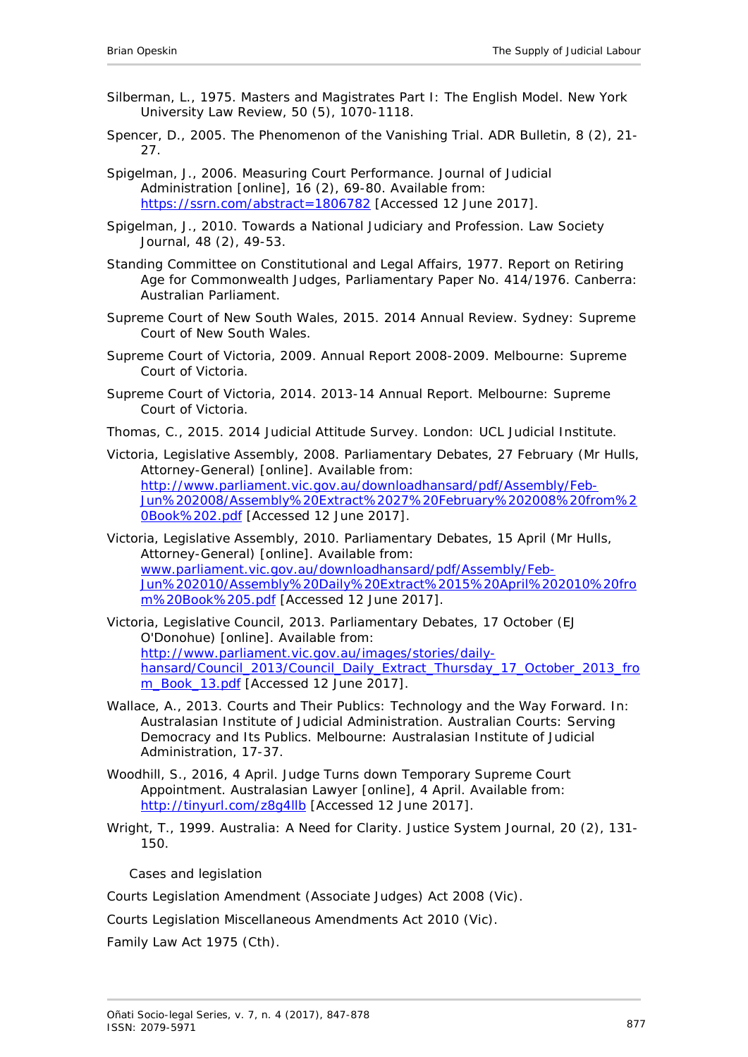Silberman, L., 1975. Masters and Magistrates Part I: The English Model. *New York University Law Review*, 50 (5), 1070-1118.

Spencer, D., 2005. The Phenomenon of the Vanishing Trial. *ADR Bulletin*, 8 (2), 21-27.

Spigelman, J., 2006. Measuring Court Performance. *Journal of Judicial Administration* [online], 16 (2), 69-80. Available from: https://ssrn.com/abstract=1806782 [Accessed 12 June 2017].

Spigelman, J., 2010. Towards a National Judiciary and Profession. *Law Society Journal*, 48 (2), 49-53.

Standing Committee on Constitutional and Legal Affairs, 1977. *Report on Retiring Age for Commonwealth Judges*, Parliamentary Paper No. 414/1976. Canberra: Australian Parliament.

Supreme Court of New South Wales, 2015. *2014 Annual Review*. Sydney: Supreme Court of New South Wales.

Supreme Court of Victoria, 2009. *Annual Report 2008-2009*. Melbourne: Supreme Court of Victoria.

Supreme Court of Victoria, 2014. *2013-14 Annual Report*. Melbourne: Supreme Court of Victoria.

Thomas, C., 2015. *2014 Judicial Attitude Survey*. London: UCL Judicial Institute.

Victoria, Legislative Assembly, 2008. *Parliamentary Debates*, 27 February (Mr Hulls, Attorney-General) [online]. Available from: http://www.parliament.vic.gov.au/downloadhansard/pdf/Assembly/Feb-Jun%202008/Assembly%20Extract%2027%20February%202008%20from%20Book%202.pdf [Accessed 12 June 2017].

Victoria, Legislative Assembly, 2010. *Parliamentary Debates*, 15 April (Mr Hulls, Attorney-General) [online]. Available from: www.parliament.vic.gov.au/downloadhansard/pdf/Assembly/Feb-Jun%202010/Assembly%20Daily%20Extract%2015%20April%202010%20from%20Book%205.pdf [Accessed 12 June 2017].

Victoria, Legislative Council, 2013. *Parliamentary Debates*, 17 October (EJ O'Donohue) [online]. Available from: http://www.parliament.vic.gov.au/images/stories/daily-hansard/Council_2013/Council_Daily_Extract_Thursday_17_October_2013_from_Book_13.pdf [Accessed 12 June 2017].

Wallace, A., 2013. Courts and Their Publics: Technology and the Way Forward. *In*: Australasian Institute of Judicial Administration. *Australian Courts: Serving Democracy and Its Publics*. Melbourne: Australasian Institute of Judicial Administration, 17-37.

Woodhill, S., 2016, 4 April. Judge Turns down Temporary Supreme Court Appointment. *Australasian Lawyer* [online], 4 April. Available from: http://tinyurl.com/z8g4llb [Accessed 12 June 2017].

Wright, T., 1999. Australia: A Need for Clarity. *Justice System Journal*, 20 (2), 131-150.

### Cases and legislation

*Courts Legislation Amendment (Associate Judges) Act 2008* (Vic).

*Courts Legislation Miscellaneous Amendments Act 2010* (Vic).

*Family Law Act 1975* (Cth).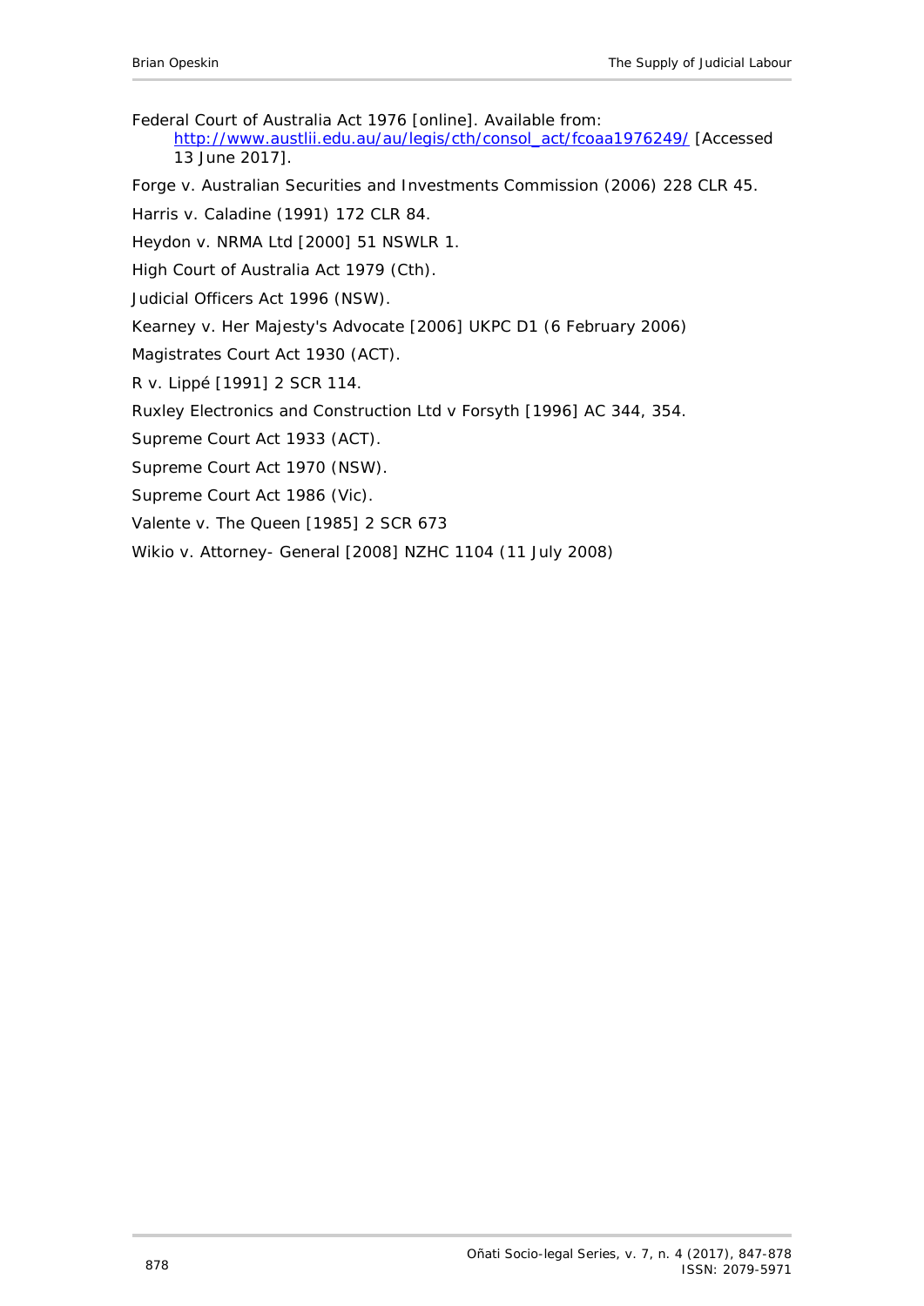Federal Court of Australia Act 1976 [online]. Available from: http://www.austlii.edu.au/au/legis/cth/consol_act/fcoaa1976249/ [Accessed 13 June 2017].

Forge v. Australian Securities and Investments Commission (2006) 228 CLR 45.

Harris v. Caladine (1991) 172 CLR 84.

Heydon v. NRMA Ltd [2000] 51 NSWLR 1.

High Court of Australia Act 1979 (Cth).

Judicial Officers Act 1996 (NSW).

Kearney v. Her Majesty's Advocate [2006] UKPC D1 (6 February 2006)

Magistrates Court Act 1930 (ACT).

R v. Lippé [1991] 2 SCR 114.

Ruxley Electronics and Construction Ltd v Forsyth [1996] AC 344, 354.

Supreme Court Act 1933 (ACT).

Supreme Court Act 1970 (NSW).

Supreme Court Act 1986 (Vic).

Valente v. The Queen [1985] 2 SCR 673

Wikio v. Attorney- General [2008] NZHC 1104 (11 July 2008)